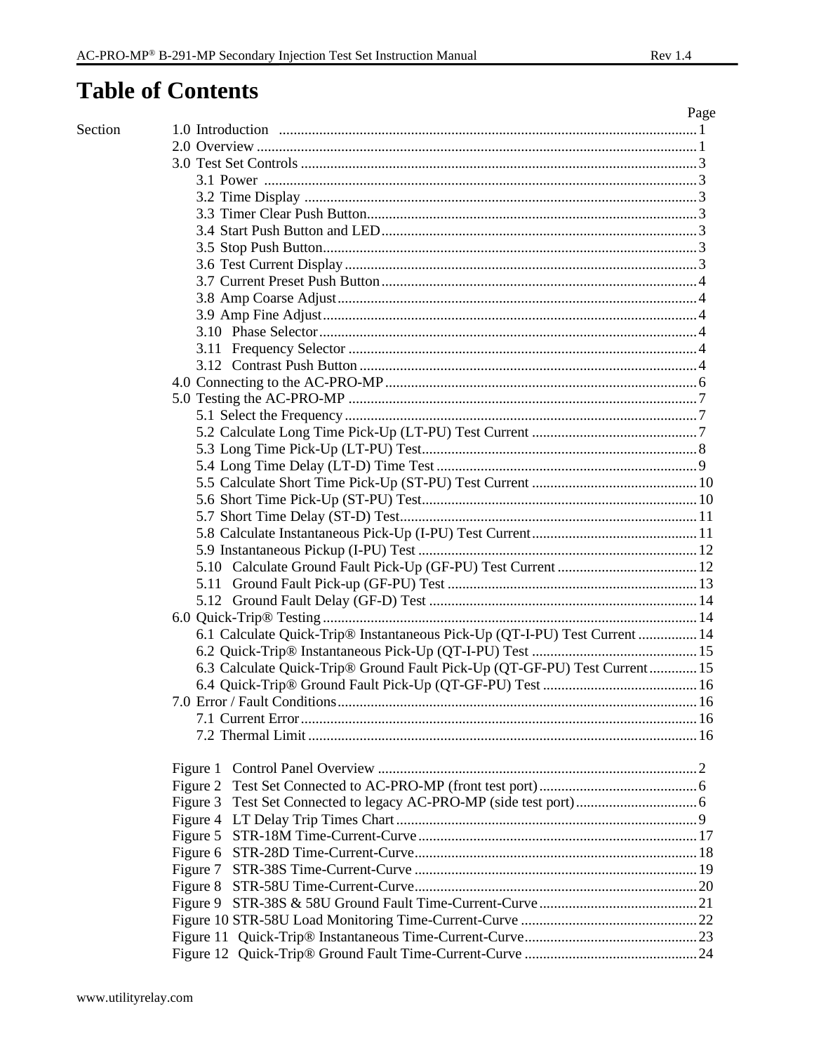# Table of Contents

| | | Page |
|---|---|---|
| Section | 1.0 Introduction | 1 |
| | 2.0 Overview | 1 |
| | 3.0 Test Set Controls | 3 |
| | 3.1 Power | 3 |
| | 3.2 Time Display | 3 |
| | 3.3 Timer Clear Push Button | 3 |
| | 3.4 Start Push Button and LED | 3 |
| | 3.5 Stop Push Button | 3 |
| | 3.6 Test Current Display | 3 |
| | 3.7 Current Preset Push Button | 4 |
| | 3.8 Amp Coarse Adjust | 4 |
| | 3.9 Amp Fine Adjust | 4 |
| | 3.10 Phase Selector | 4 |
| | 3.11 Frequency Selector | 4 |
| | 3.12 Contrast Push Button | 4 |
| | 4.0 Connecting to the AC-PRO-MP | 6 |
| | 5.0 Testing the AC-PRO-MP | 7 |
| | 5.1 Select the Frequency | 7 |
| | 5.2 Calculate Long Time Pick-Up (LT-PU) Test Current | 7 |
| | 5.3 Long Time Pick-Up (LT-PU) Test | 8 |
| | 5.4 Long Time Delay (LT-D) Time Test | 9 |
| | 5.5 Calculate Short Time Pick-Up (ST-PU) Test Current | 10 |
| | 5.6 Short Time Pick-Up (ST-PU) Test | 10 |
| | 5.7 Short Time Delay (ST-D) Test | 11 |
| | 5.8 Calculate Instantaneous Pick-Up (I-PU) Test Current | 11 |
| | 5.9 Instantaneous Pickup (I-PU) Test | 12 |
| | 5.10 Calculate Ground Fault Pick-Up (GF-PU) Test Current | 12 |
| | 5.11 Ground Fault Pick-up (GF-PU) Test | 13 |
| | 5.12 Ground Fault Delay (GF-D) Test | 14 |
| | 6.0 Quick-Trip® Testing | 14 |
| | 6.1 Calculate Quick-Trip® Instantaneous Pick-Up (QT-I-PU) Test Current | 14 |
| | 6.2 Quick-Trip® Instantaneous Pick-Up (QT-I-PU) Test | 15 |
| | 6.3 Calculate Quick-Trip® Ground Fault Pick-Up (QT-GF-PU) Test Current | 15 |
| | 6.4 Quick-Trip® Ground Fault Pick-Up (QT-GF-PU) Test | 16 |
| | 7.0 Error / Fault Conditions | 16 |
| | 7.1 Current Error | 16 |
| | 7.2 Thermal Limit | 16 |
| | Figure 1 Control Panel Overview | 2 |
| | Figure 2 Test Set Connected to AC-PRO-MP (front test port) | 6 |
| | Figure 3 Test Set Connected to legacy AC-PRO-MP (side test port) | 6 |
| | Figure 4 LT Delay Trip Times Chart | 9 |
| | Figure 5 STR-18M Time-Current-Curve | 17 |
| | Figure 6 STR-28D Time-Current-Curve | 18 |
| | Figure 7 STR-38S Time-Current-Curve | 19 |
| | Figure 8 STR-58U Time-Current-Curve | 20 |
| | Figure 9 STR-38S & 58U Ground Fault Time-Current-Curve | 21 |
| | Figure 10 STR-58U Load Monitoring Time-Current-Curve | 22 |
| | Figure 11 Quick-Trip® Instantaneous Time-Current-Curve | 23 |
| | Figure 12 Quick-Trip® Ground Fault Time-Current-Curve | 24 |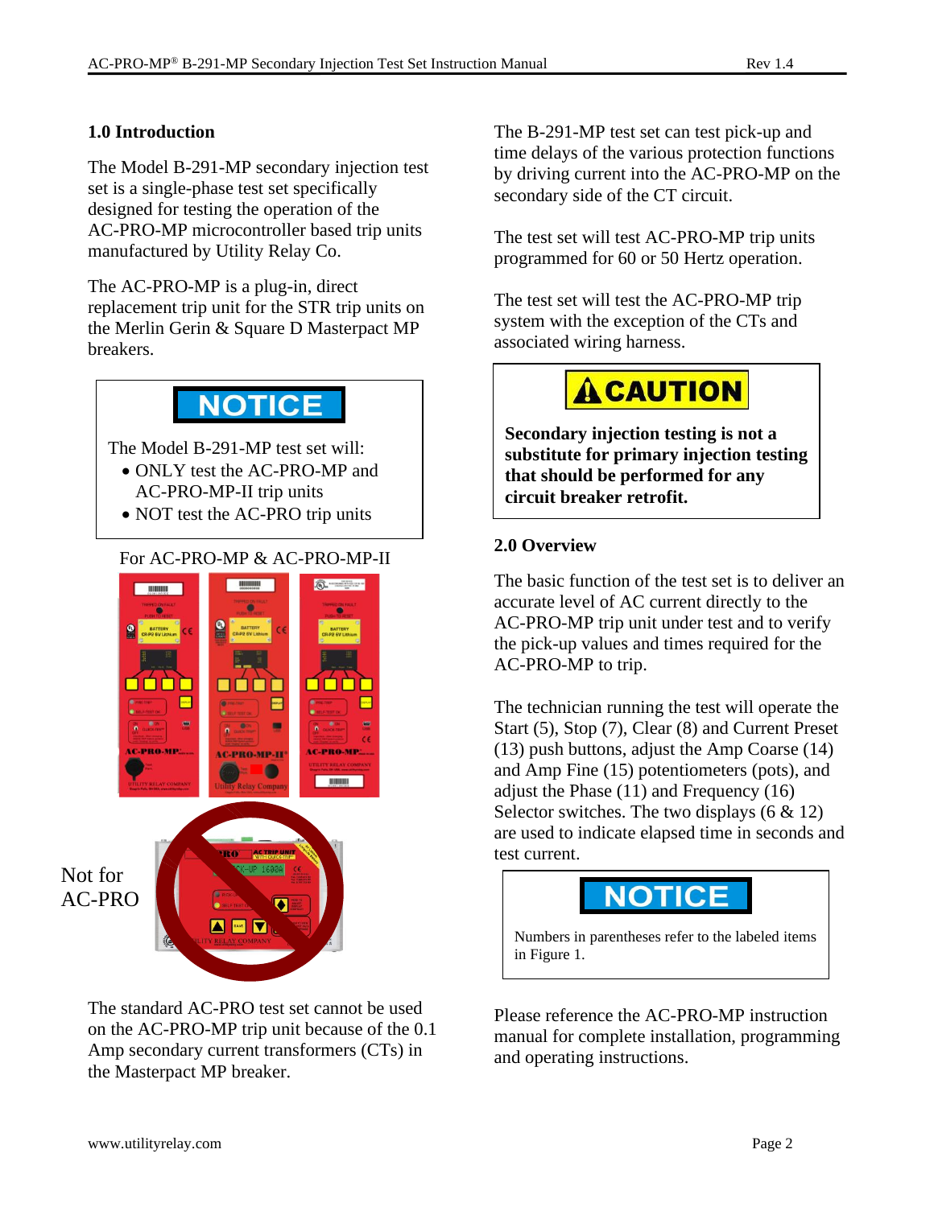## 1.0 Introduction

The Model B-291-MP secondary injection test set is a single-phase test set specifically designed for testing the operation of the AC-PRO-MP microcontroller based trip units manufactured by Utility Relay Co.

The AC-PRO-MP is a plug-in, direct replacement trip unit for the STR trip units on the Merlin Gerin & Square D Masterpact MP breakers.

**NOTICE**

The Model B-291-MP test set will:

- ONLY test the AC-PRO-MP and AC-PRO-MP-II trip units
- NOT test the AC-PRO trip units

For AC-PRO-MP & AC-PRO-MP-II

Not for AC-PRO

The standard AC-PRO test set cannot be used on the AC-PRO-MP trip unit because of the 0.1 Amp secondary current transformers (CTs) in the Masterpact MP breaker.

The B-291-MP test set can test pick-up and time delays of the various protection functions by driving current into the AC-PRO-MP on the secondary side of the CT circuit.

The test set will test AC-PRO-MP trip units programmed for 60 or 50 Hertz operation.

The test set will test the AC-PRO-MP trip system with the exception of the CTs and associated wiring harness.

**CAUTION**

**Secondary injection testing is not a substitute for primary injection testing that should be performed for any circuit breaker retrofit.**

## 2.0 Overview

The basic function of the test set is to deliver an accurate level of AC current directly to the AC-PRO-MP trip unit under test and to verify the pick-up values and times required for the AC-PRO-MP to trip.

The technician running the test will operate the Start (5), Stop (7), Clear (8) and Current Preset (13) push buttons, adjust the Amp Coarse (14) and Amp Fine (15) potentiometers (pots), and adjust the Phase (11) and Frequency (16) Selector switches. The two displays (6 & 12) are used to indicate elapsed time in seconds and test current.

**NOTICE**

Numbers in parentheses refer to the labeled items in Figure 1.

Please reference the AC-PRO-MP instruction manual for complete installation, programming and operating instructions.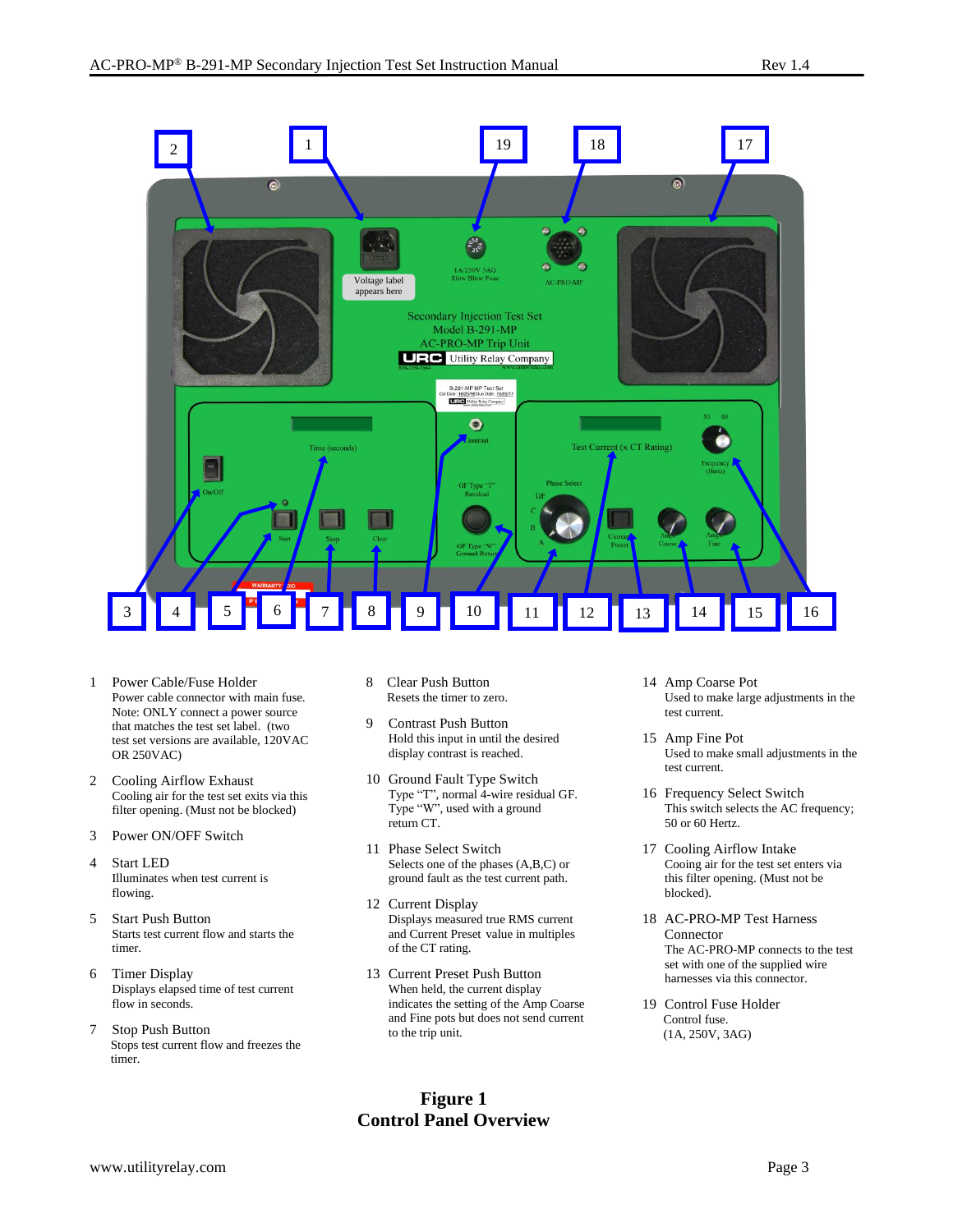1. Power Cable/Fuse Holder
   Power cable connector with main fuse. Note: ONLY connect a power source that matches the test set label. (two test set versions are available, 120VAC OR 250VAC)

2. Cooling Airflow Exhaust
   Cooling air for the test set exits via this filter opening. (Must not be blocked)

3. Power ON/OFF Switch

4. Start LED
   Illuminates when test current is flowing.

5. Start Push Button
   Starts test current flow and starts the timer.

6. Timer Display
   Displays elapsed time of test current flow in seconds.

7. Stop Push Button
   Stops test current flow and freezes the timer.

8. Clear Push Button
   Resets the timer to zero.

9. Contrast Push Button
   Hold this input in until the desired display contrast is reached.

10. Ground Fault Type Switch
    Type "T", normal 4-wire residual GF.
    Type "W", used with a ground return CT.

11. Phase Select Switch
    Selects one of the phases (A,B,C) or ground fault as the test current path.

12. Current Display
    Displays measured true RMS current and Current Preset value in multiples of the CT rating.

13. Current Preset Push Button
    When held, the current display indicates the setting of the Amp Coarse and Fine pots but does not send current to the trip unit.

14. Amp Coarse Pot
    Used to make large adjustments in the test current.

15. Amp Fine Pot
    Used to make small adjustments in the test current.

16. Frequency Select Switch
    This switch selects the AC frequency; 50 or 60 Hertz.

17. Cooling Airflow Intake
    Cooing air for the test set enters via this filter opening. (Must not be blocked).

18. AC-PRO-MP Test Harness Connector
    The AC-PRO-MP connects to the test set with one of the supplied wire harnesses via this connector.

19. Control Fuse Holder
    Control fuse.
    (1A, 250V, 3AG)

**Figure 1**
**Control Panel Overview**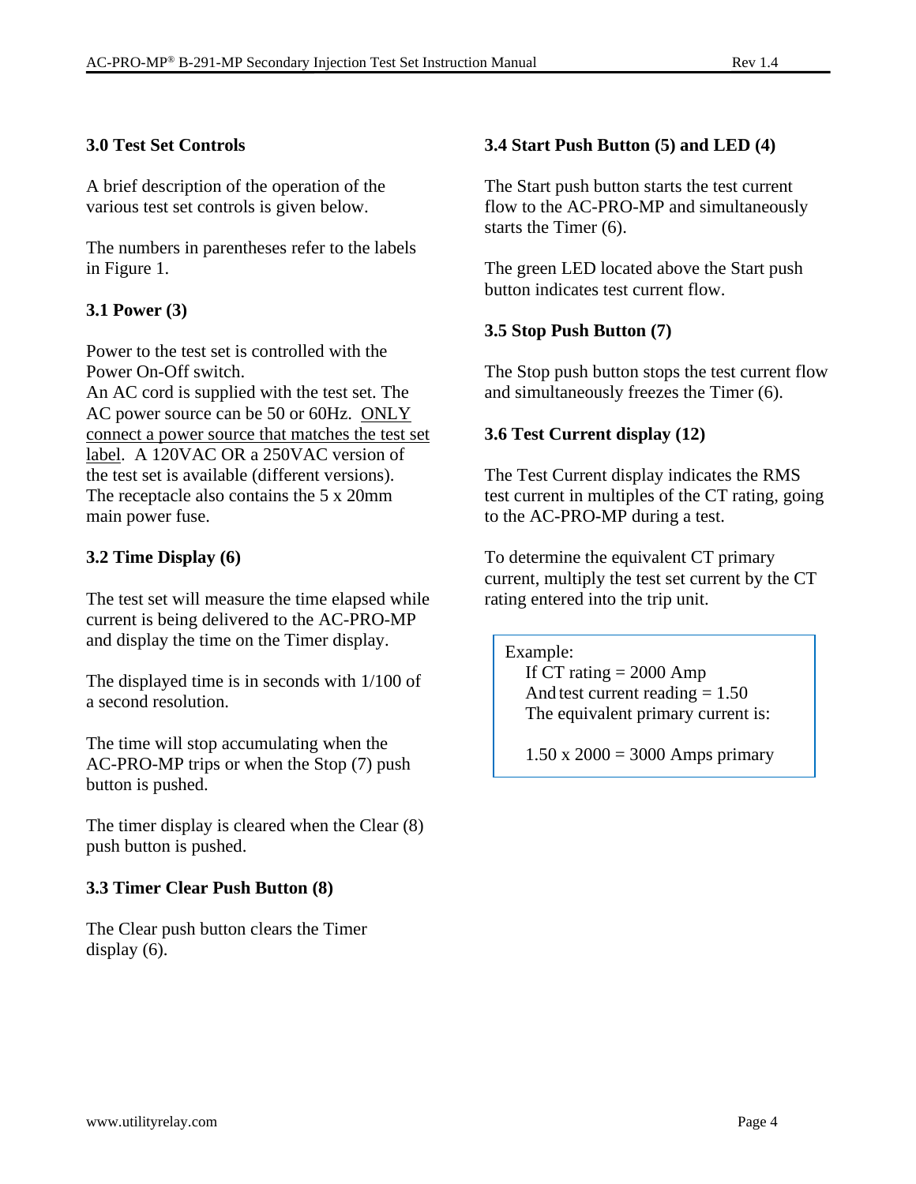### 3.0 Test Set Controls

A brief description of the operation of the various test set controls is given below.

The numbers in parentheses refer to the labels in Figure 1.

### 3.1 Power (3)

Power to the test set is controlled with the Power On-Off switch.
An AC cord is supplied with the test set. The AC power source can be 50 or 60Hz. ONLY connect a power source that matches the test set label. A 120VAC OR a 250VAC version of the test set is available (different versions). The receptacle also contains the 5 x 20mm main power fuse.

### 3.2 Time Display (6)

The test set will measure the time elapsed while current is being delivered to the AC-PRO-MP and display the time on the Timer display.

The displayed time is in seconds with 1/100 of a second resolution.

The time will stop accumulating when the AC-PRO-MP trips or when the Stop (7) push button is pushed.

The timer display is cleared when the Clear (8) push button is pushed.

### 3.3 Timer Clear Push Button (8)

The Clear push button clears the Timer display (6).

### 3.4 Start Push Button (5) and LED (4)

The Start push button starts the test current flow to the AC-PRO-MP and simultaneously starts the Timer (6).

The green LED located above the Start push button indicates test current flow.

### 3.5 Stop Push Button (7)

The Stop push button stops the test current flow and simultaneously freezes the Timer (6).

### 3.6 Test Current display (12)

The Test Current display indicates the RMS test current in multiples of the CT rating, going to the AC-PRO-MP during a test.

To determine the equivalent CT primary current, multiply the test set current by the CT rating entered into the trip unit.

Example:
If CT rating = 2000 Amp
And test current reading = 1.50
The equivalent primary current is:

1.50 x 2000 = 3000 Amps primary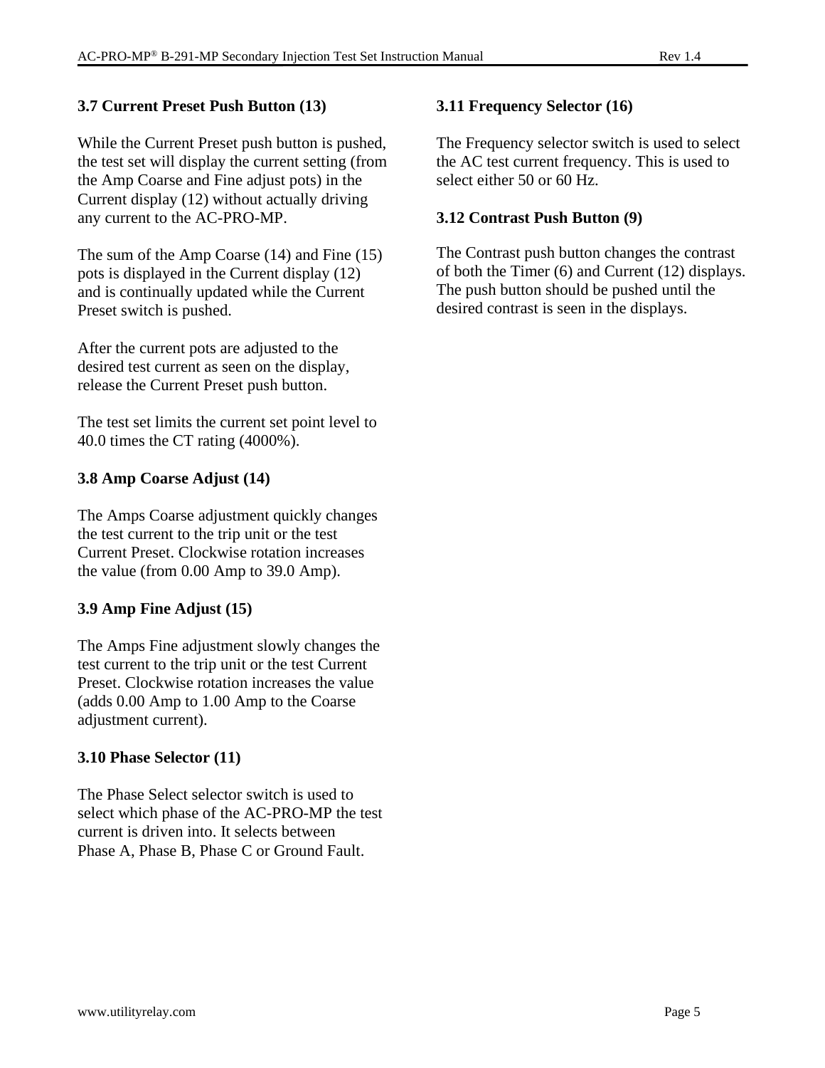### 3.7 Current Preset Push Button (13)

While the Current Preset push button is pushed, the test set will display the current setting (from the Amp Coarse and Fine adjust pots) in the Current display (12) without actually driving any current to the AC-PRO-MP.

The sum of the Amp Coarse (14) and Fine (15) pots is displayed in the Current display (12) and is continually updated while the Current Preset switch is pushed.

After the current pots are adjusted to the desired test current as seen on the display, release the Current Preset push button.

The test set limits the current set point level to 40.0 times the CT rating (4000%).

### 3.8 Amp Coarse Adjust (14)

The Amps Coarse adjustment quickly changes the test current to the trip unit or the test Current Preset. Clockwise rotation increases the value (from 0.00 Amp to 39.0 Amp).

### 3.9 Amp Fine Adjust (15)

The Amps Fine adjustment slowly changes the test current to the trip unit or the test Current Preset. Clockwise rotation increases the value (adds 0.00 Amp to 1.00 Amp to the Coarse adjustment current).

### 3.10 Phase Selector (11)

The Phase Select selector switch is used to select which phase of the AC-PRO-MP the test current is driven into. It selects between Phase A, Phase B, Phase C or Ground Fault.

### 3.11 Frequency Selector (16)

The Frequency selector switch is used to select the AC test current frequency. This is used to select either 50 or 60 Hz.

### 3.12 Contrast Push Button (9)

The Contrast push button changes the contrast of both the Timer (6) and Current (12) displays. The push button should be pushed until the desired contrast is seen in the displays.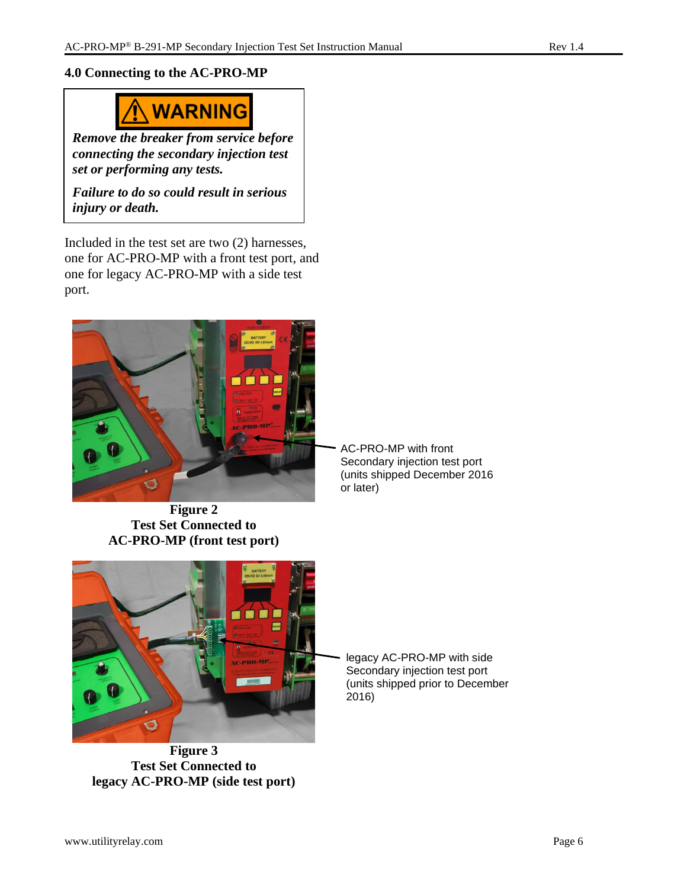## 4.0 Connecting to the AC-PRO-MP

> **⚠ WARNING**
>
> ***Remove the breaker from service before connecting the secondary injection test set or performing any tests.***
>
> ***Failure to do so could result in serious injury or death.***

Included in the test set are two (2) harnesses, one for AC-PRO-MP with a front test port, and one for legacy AC-PRO-MP with a side test port.

AC-PRO-MP with front Secondary injection test port (units shipped December 2016 or later)

**Figure 2**
**Test Set Connected to AC-PRO-MP (front test port)**

legacy AC-PRO-MP with side Secondary injection test port (units shipped prior to December 2016)

**Figure 3**
**Test Set Connected to legacy AC-PRO-MP (side test port)**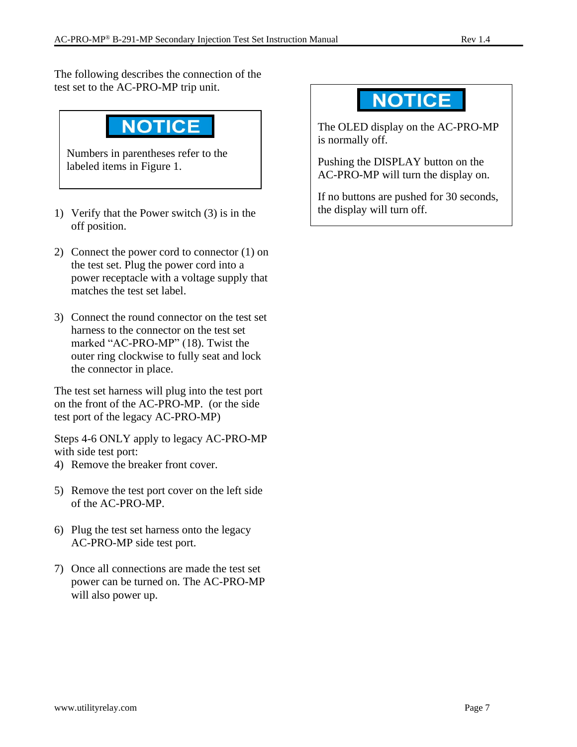The following describes the connection of the test set to the AC-PRO-MP trip unit.

**NOTICE**

Numbers in parentheses refer to the labeled items in Figure 1.

1) Verify that the Power switch (3) is in the off position.

2) Connect the power cord to connector (1) on the test set. Plug the power cord into a power receptacle with a voltage supply that matches the test set label.

3) Connect the round connector on the test set harness to the connector on the test set marked “AC-PRO-MP” (18). Twist the outer ring clockwise to fully seat and lock the connector in place.

The test set harness will plug into the test port on the front of the AC-PRO-MP. (or the side test port of the legacy AC-PRO-MP)

Steps 4-6 ONLY apply to legacy AC-PRO-MP with side test port:

4) Remove the breaker front cover.

5) Remove the test port cover on the left side of the AC-PRO-MP.

6) Plug the test set harness onto the legacy AC-PRO-MP side test port.

7) Once all connections are made the test set power can be turned on. The AC-PRO-MP will also power up.

**NOTICE**

The OLED display on the AC-PRO-MP is normally off.

Pushing the DISPLAY button on the AC-PRO-MP will turn the display on.

If no buttons are pushed for 30 seconds, the display will turn off.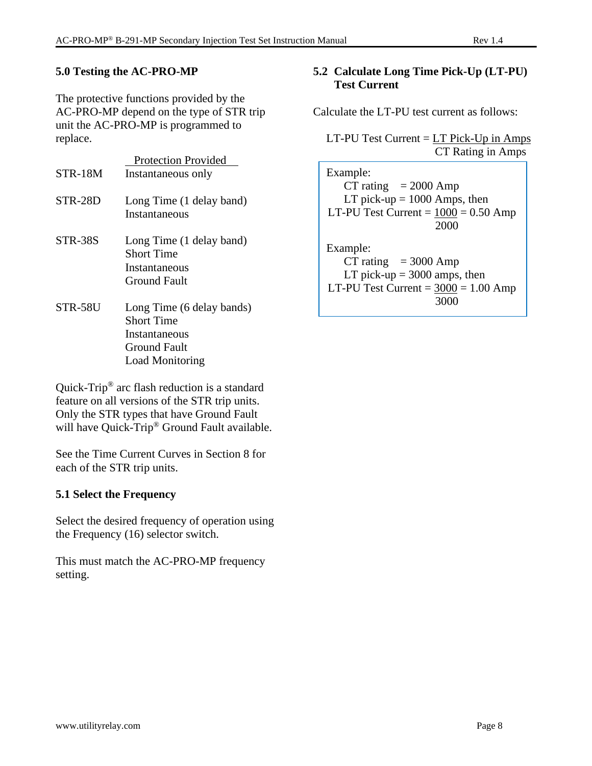## 5.0 Testing the AC-PRO-MP

The protective functions provided by the AC-PRO-MP depend on the type of STR trip unit the AC-PRO-MP is programmed to replace.

| | Protection Provided |
|---|---|
| STR-18M | Instantaneous only |
| STR-28D | Long Time (1 delay band)<br>Instantaneous |
| STR-38S | Long Time (1 delay band)<br>Short Time<br>Instantaneous<br>Ground Fault |
| STR-58U | Long Time (6 delay bands)<br>Short Time<br>Instantaneous<br>Ground Fault<br>Load Monitoring |

Quick-Trip® arc flash reduction is a standard feature on all versions of the STR trip units. Only the STR types that have Ground Fault will have Quick-Trip® Ground Fault available.

See the Time Current Curves in Section 8 for each of the STR trip units.

### 5.1 Select the Frequency

Select the desired frequency of operation using the Frequency (16) selector switch.

This must match the AC-PRO-MP frequency setting.

### 5.2 Calculate Long Time Pick-Up (LT-PU) Test Current

Calculate the LT-PU test current as follows:

$$\text{LT-PU Test Current} = \frac{\text{LT Pick-Up in Amps}}{\text{CT Rating in Amps}}$$

Example:
CT rating = 2000 Amp
LT pick-up = 1000 Amps, then

$$\text{LT-PU Test Current} = \frac{1000}{2000} = 0.50 \text{ Amp}$$

Example:
CT rating = 3000 Amp
LT pick-up = 3000 amps, then

$$\text{LT-PU Test Current} = \frac{3000}{3000} = 1.00 \text{ Amp}$$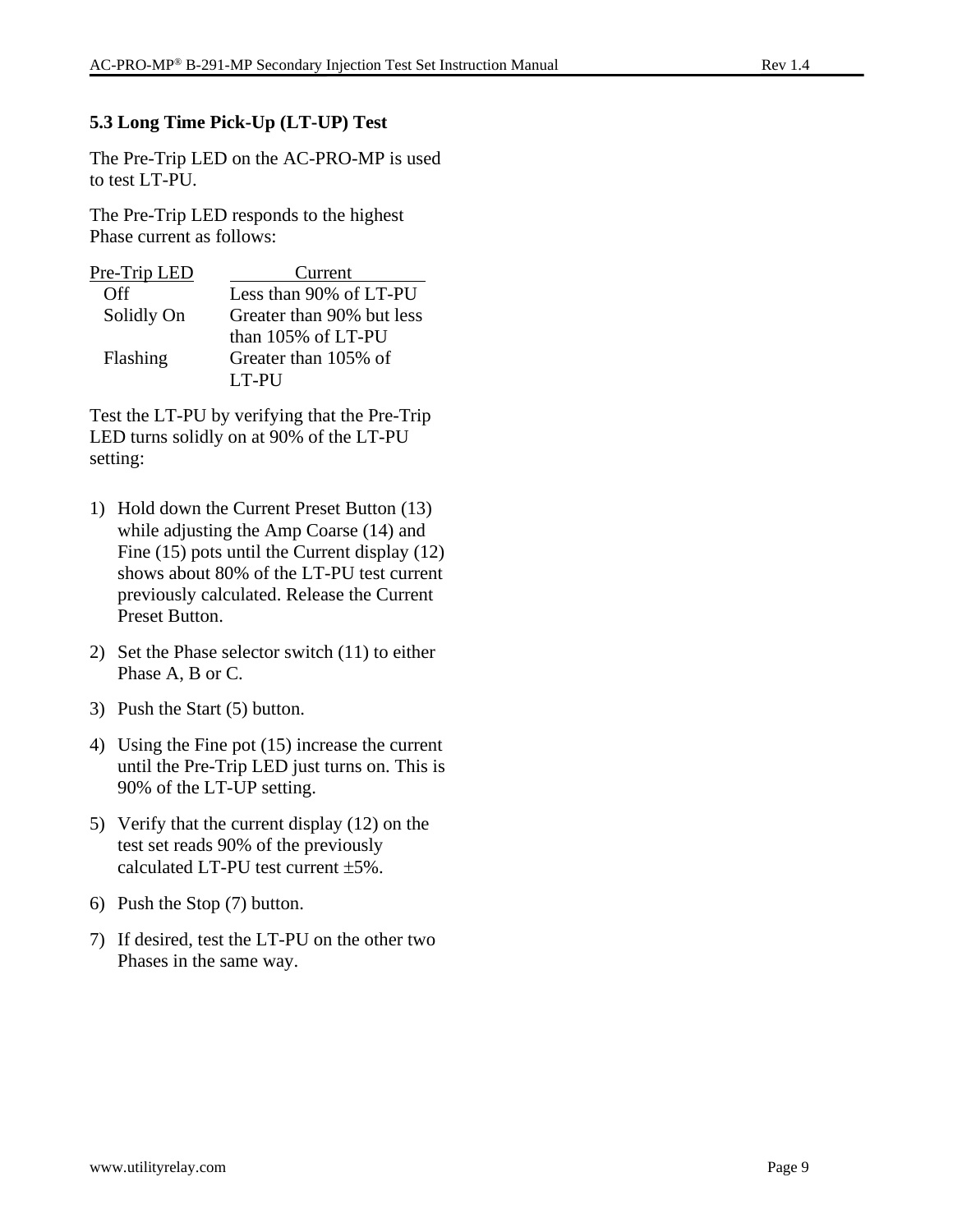### 5.3 Long Time Pick-Up (LT-UP) Test

The Pre-Trip LED on the AC-PRO-MP is used to test LT-PU.

The Pre-Trip LED responds to the highest Phase current as follows:

| Pre-Trip LED | Current |
|---|---|
| Off | Less than 90% of LT-PU |
| Solidly On | Greater than 90% but less than 105% of LT-PU |
| Flashing | Greater than 105% of LT-PU |

Test the LT-PU by verifying that the Pre-Trip LED turns solidly on at 90% of the LT-PU setting:

1) Hold down the Current Preset Button (13) while adjusting the Amp Coarse (14) and Fine (15) pots until the Current display (12) shows about 80% of the LT-PU test current previously calculated. Release the Current Preset Button.
2) Set the Phase selector switch (11) to either Phase A, B or C.
3) Push the Start (5) button.
4) Using the Fine pot (15) increase the current until the Pre-Trip LED just turns on. This is 90% of the LT-UP setting.
5) Verify that the current display (12) on the test set reads 90% of the previously calculated LT-PU test current ±5%.
6) Push the Stop (7) button.
7) If desired, test the LT-PU on the other two Phases in the same way.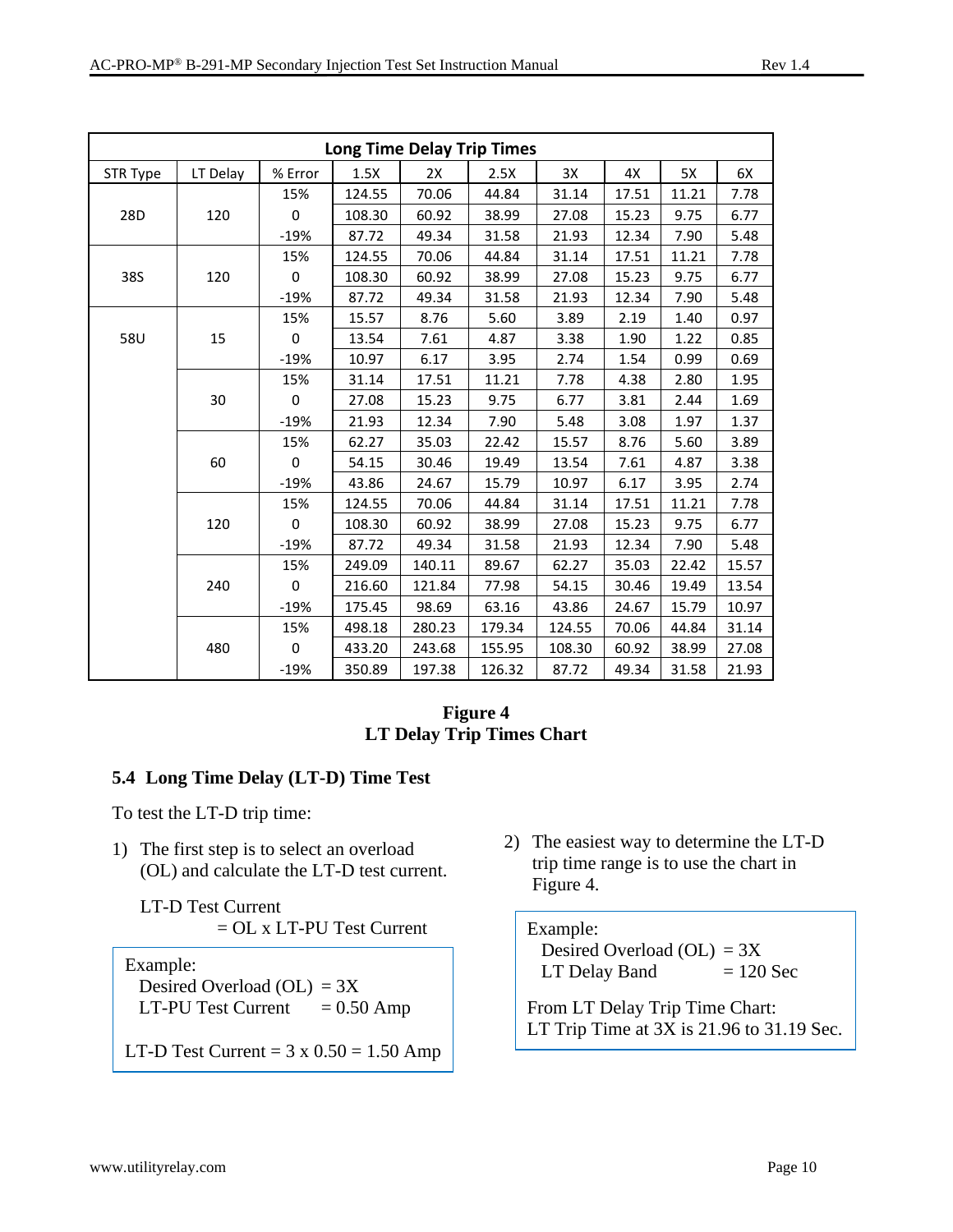| Long Time Delay Trip Times | | | | | | | | | |
|---|---|---|---|---|---|---|---|---|---|
| STR Type | LT Delay | % Error | 1.5X | 2X | 2.5X | 3X | 4X | 5X | 6X |
| 28D | 120 | 15% | 124.55 | 70.06 | 44.84 | 31.14 | 17.51 | 11.21 | 7.78 |
| | | 0 | 108.30 | 60.92 | 38.99 | 27.08 | 15.23 | 9.75 | 6.77 |
| | | -19% | 87.72 | 49.34 | 31.58 | 21.93 | 12.34 | 7.90 | 5.48 |
| 38S | 120 | 15% | 124.55 | 70.06 | 44.84 | 31.14 | 17.51 | 11.21 | 7.78 |
| | | 0 | 108.30 | 60.92 | 38.99 | 27.08 | 15.23 | 9.75 | 6.77 |
| | | -19% | 87.72 | 49.34 | 31.58 | 21.93 | 12.34 | 7.90 | 5.48 |
| 58U | 15 | 15% | 15.57 | 8.76 | 5.60 | 3.89 | 2.19 | 1.40 | 0.97 |
| | | 0 | 13.54 | 7.61 | 4.87 | 3.38 | 1.90 | 1.22 | 0.85 |
| | | -19% | 10.97 | 6.17 | 3.95 | 2.74 | 1.54 | 0.99 | 0.69 |
| | 30 | 15% | 31.14 | 17.51 | 11.21 | 7.78 | 4.38 | 2.80 | 1.95 |
| | | 0 | 27.08 | 15.23 | 9.75 | 6.77 | 3.81 | 2.44 | 1.69 |
| | | -19% | 21.93 | 12.34 | 7.90 | 5.48 | 3.08 | 1.97 | 1.37 |
| | 60 | 15% | 62.27 | 35.03 | 22.42 | 15.57 | 8.76 | 5.60 | 3.89 |
| | | 0 | 54.15 | 30.46 | 19.49 | 13.54 | 7.61 | 4.87 | 3.38 |
| | | -19% | 43.86 | 24.67 | 15.79 | 10.97 | 6.17 | 3.95 | 2.74 |
| | 120 | 15% | 124.55 | 70.06 | 44.84 | 31.14 | 17.51 | 11.21 | 7.78 |
| | | 0 | 108.30 | 60.92 | 38.99 | 27.08 | 15.23 | 9.75 | 6.77 |
| | | -19% | 87.72 | 49.34 | 31.58 | 21.93 | 12.34 | 7.90 | 5.48 |
| | 240 | 15% | 249.09 | 140.11 | 89.67 | 62.27 | 35.03 | 22.42 | 15.57 |
| | | 0 | 216.60 | 121.84 | 77.98 | 54.15 | 30.46 | 19.49 | 13.54 |
| | | -19% | 175.45 | 98.69 | 63.16 | 43.86 | 24.67 | 15.79 | 10.97 |
| | 480 | 15% | 498.18 | 280.23 | 179.34 | 124.55 | 70.06 | 44.84 | 31.14 |
| | | 0 | 433.20 | 243.68 | 155.95 | 108.30 | 60.92 | 38.99 | 27.08 |
| | | -19% | 350.89 | 197.38 | 126.32 | 87.72 | 49.34 | 31.58 | 21.93 |

**Figure 4**
**LT Delay Trip Times Chart**

### 5.4 Long Time Delay (LT-D) Time Test

To test the LT-D trip time:

1) The first step is to select an overload (OL) and calculate the LT-D test current.

   LT-D Test Current
   = OL x LT-PU Test Current

> Example:
> Desired Overload (OL) = 3X
> LT-PU Test Current = 0.50 Amp
>
> LT-D Test Current = 3 x 0.50 = 1.50 Amp

2) The easiest way to determine the LT-D trip time range is to use the chart in Figure 4.

> Example:
> Desired Overload (OL) = 3X
> LT Delay Band = 120 Sec
>
> From LT Delay Trip Time Chart:
> LT Trip Time at 3X is 21.96 to 31.19 Sec.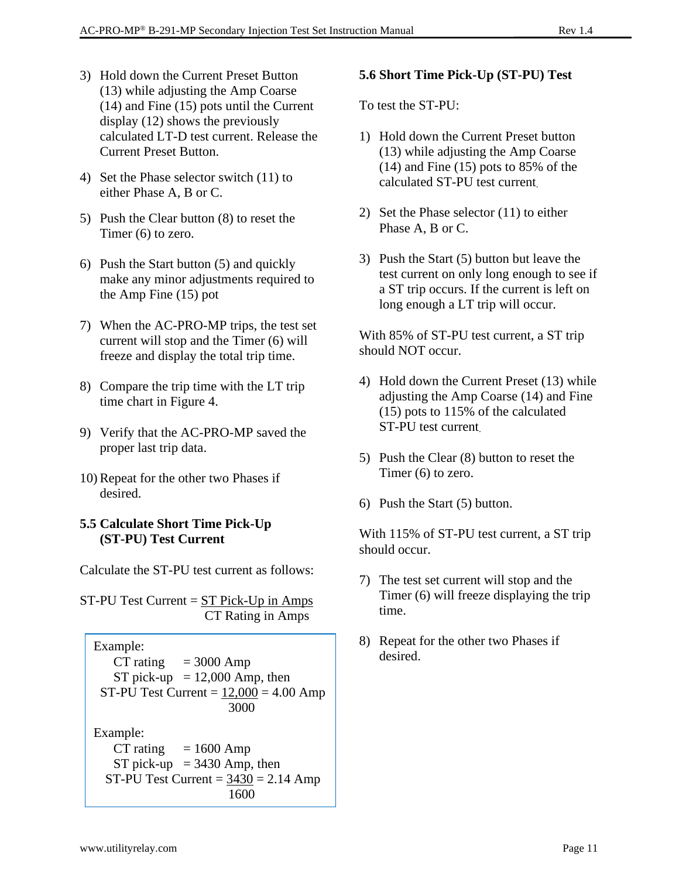3) Hold down the Current Preset Button (13) while adjusting the Amp Coarse (14) and Fine (15) pots until the Current display (12) shows the previously calculated LT-D test current. Release the Current Preset Button.

4) Set the Phase selector switch (11) to either Phase A, B or C.

5) Push the Clear button (8) to reset the Timer (6) to zero.

6) Push the Start button (5) and quickly make any minor adjustments required to the Amp Fine (15) pot

7) When the AC-PRO-MP trips, the test set current will stop and the Timer (6) will freeze and display the total trip time.

8) Compare the trip time with the LT trip time chart in Figure 4.

9) Verify that the AC-PRO-MP saved the proper last trip data.

10) Repeat for the other two Phases if desired.

## 5.5 Calculate Short Time Pick-Up (ST-PU) Test Current

Calculate the ST-PU test current as follows:

$$\text{ST-PU Test Current} = \frac{\text{ST Pick-Up in Amps}}{\text{CT Rating in Amps}}$$

> Example:
> CT rating = 3000 Amp
> ST pick-up = 12,000 Amp, then
> $$\text{ST-PU Test Current} = \frac{12{,}000}{3000} = 4.00 \text{ Amp}$$
>
> Example:
> CT rating = 1600 Amp
> ST pick-up = 3430 Amp, then
> $$\text{ST-PU Test Current} = \frac{3430}{1600} = 2.14 \text{ Amp}$$

## 5.6 Short Time Pick-Up (ST-PU) Test

To test the ST-PU:

1) Hold down the Current Preset button (13) while adjusting the Amp Coarse (14) and Fine (15) pots to 85% of the calculated ST-PU test current.

2) Set the Phase selector (11) to either Phase A, B or C.

3) Push the Start (5) button but leave the test current on only long enough to see if a ST trip occurs. If the current is left on long enough a LT trip will occur.

With 85% of ST-PU test current, a ST trip should NOT occur.

4) Hold down the Current Preset (13) while adjusting the Amp Coarse (14) and Fine (15) pots to 115% of the calculated ST-PU test current.

5) Push the Clear (8) button to reset the Timer (6) to zero.

6) Push the Start (5) button.

With 115% of ST-PU test current, a ST trip should occur.

7) The test set current will stop and the Timer (6) will freeze displaying the trip time.

8) Repeat for the other two Phases if desired.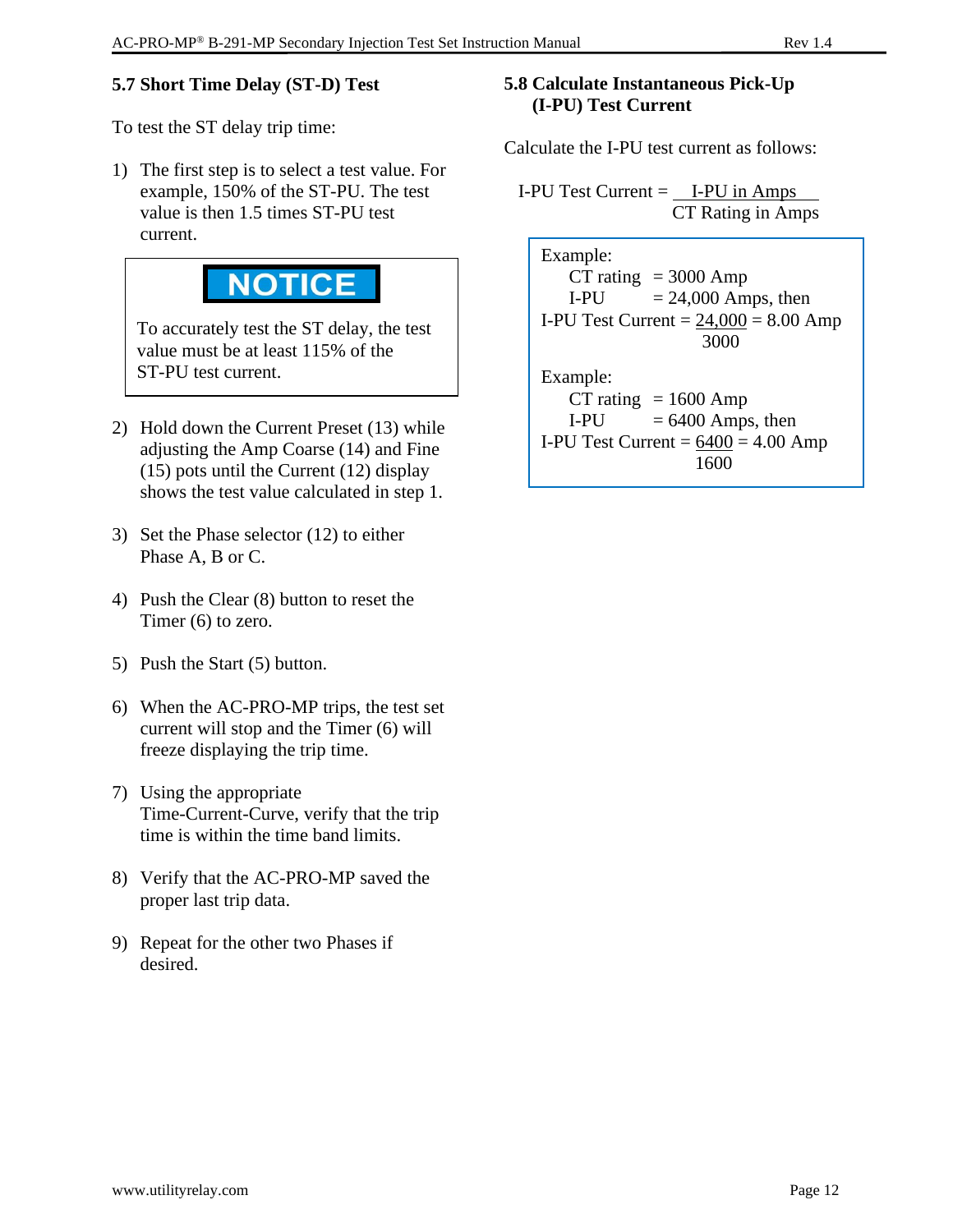### 5.7 Short Time Delay (ST-D) Test

To test the ST delay trip time:

1) The first step is to select a test value. For example, 150% of the ST-PU. The test value is then 1.5 times ST-PU test current.

> **NOTICE**
>
> To accurately test the ST delay, the test value must be at least 115% of the ST-PU test current.

2) Hold down the Current Preset (13) while adjusting the Amp Coarse (14) and Fine (15) pots until the Current (12) display shows the test value calculated in step 1.

3) Set the Phase selector (12) to either Phase A, B or C.

4) Push the Clear (8) button to reset the Timer (6) to zero.

5) Push the Start (5) button.

6) When the AC-PRO-MP trips, the test set current will stop and the Timer (6) will freeze displaying the trip time.

7) Using the appropriate Time-Current-Curve, verify that the trip time is within the time band limits.

8) Verify that the AC-PRO-MP saved the proper last trip data.

9) Repeat for the other two Phases if desired.

### 5.8 Calculate Instantaneous Pick-Up (I-PU) Test Current

Calculate the I-PU test current as follows:

$$\text{I-PU Test Current} = \frac{\text{I-PU in Amps}}{\text{CT Rating in Amps}}$$

> Example:
> CT rating = 3000 Amp
> I-PU = 24,000 Amps, then
>
> $$\text{I-PU Test Current} = \frac{24{,}000}{3000} = 8.00 \text{ Amp}$$
>
> Example:
> CT rating = 1600 Amp
> I-PU = 6400 Amps, then
>
> $$\text{I-PU Test Current} = \frac{6400}{1600} = 4.00 \text{ Amp}$$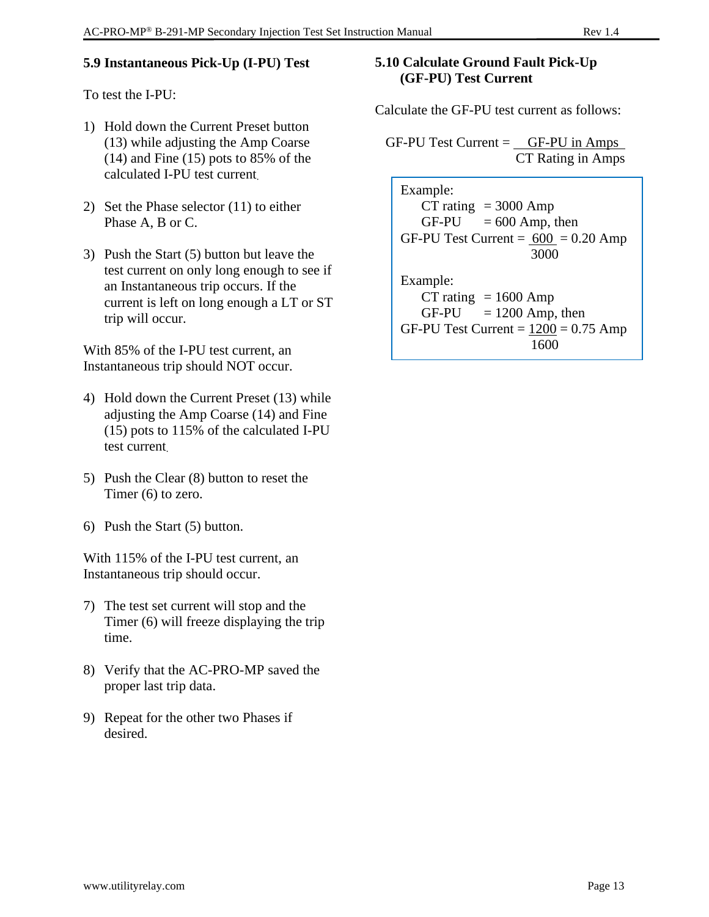## 5.9 Instantaneous Pick-Up (I-PU) Test

To test the I-PU:

1) Hold down the Current Preset button (13) while adjusting the Amp Coarse (14) and Fine (15) pots to 85% of the calculated I-PU test current.

2) Set the Phase selector (11) to either Phase A, B or C.

3) Push the Start (5) button but leave the test current on only long enough to see if an Instantaneous trip occurs. If the current is left on long enough a LT or ST trip will occur.

With 85% of the I-PU test current, an Instantaneous trip should NOT occur.

4) Hold down the Current Preset (13) while adjusting the Amp Coarse (14) and Fine (15) pots to 115% of the calculated I-PU test current.

5) Push the Clear (8) button to reset the Timer (6) to zero.

6) Push the Start (5) button.

With 115% of the I-PU test current, an Instantaneous trip should occur.

7) The test set current will stop and the Timer (6) will freeze displaying the trip time.

8) Verify that the AC-PRO-MP saved the proper last trip data.

9) Repeat for the other two Phases if desired.

## 5.10 Calculate Ground Fault Pick-Up (GF-PU) Test Current

Calculate the GF-PU test current as follows:

$$\text{GF-PU Test Current} = \frac{\text{GF-PU in Amps}}{\text{CT Rating in Amps}}$$

> Example:
> CT rating = 3000 Amp
> GF-PU = 600 Amp, then
> $$\text{GF-PU Test Current} = \frac{600}{3000} = 0.20 \text{ Amp}$$
>
> Example:
> CT rating = 1600 Amp
> GF-PU = 1200 Amp, then
> $$\text{GF-PU Test Current} = \frac{1200}{1600} = 0.75 \text{ Amp}$$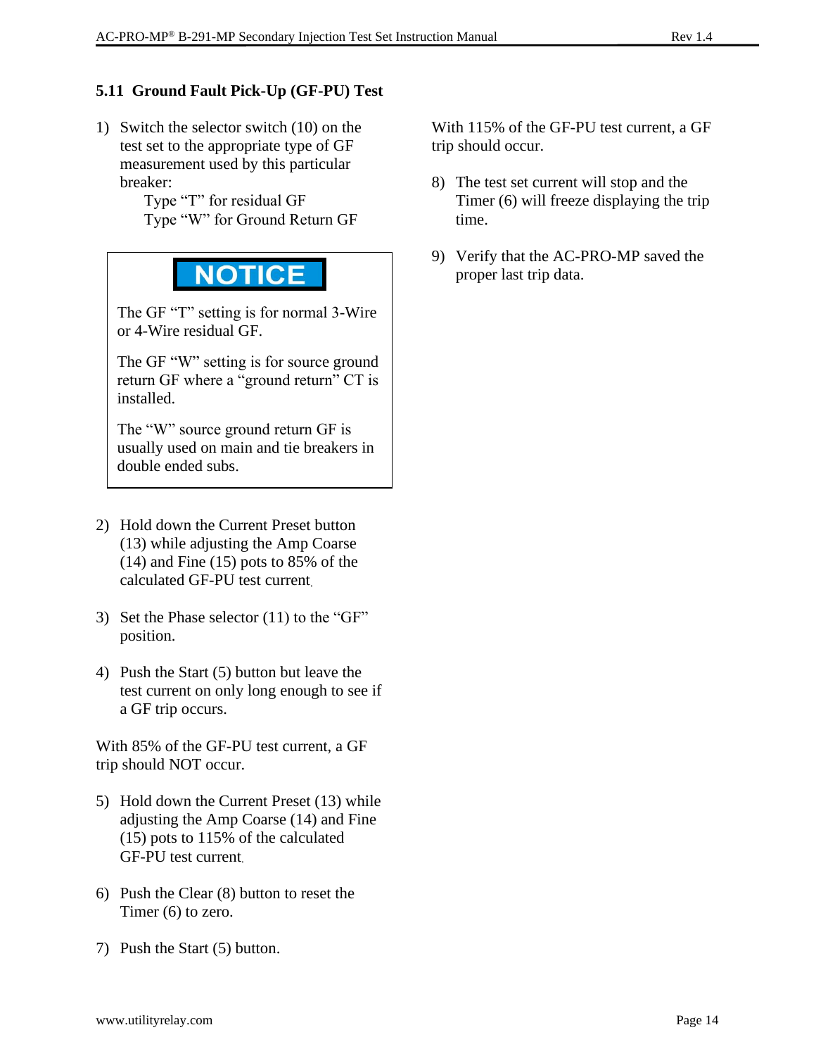### 5.11 Ground Fault Pick-Up (GF-PU) Test

1) Switch the selector switch (10) on the test set to the appropriate type of GF measurement used by this particular breaker:
   - Type “T” for residual GF
   - Type “W” for Ground Return GF

> **NOTICE**
>
> The GF “T” setting is for normal 3-Wire or 4-Wire residual GF.
>
> The GF “W” setting is for source ground return GF where a “ground return” CT is installed.
>
> The “W” source ground return GF is usually used on main and tie breakers in double ended subs.

2) Hold down the Current Preset button (13) while adjusting the Amp Coarse (14) and Fine (15) pots to 85% of the calculated GF-PU test current.

3) Set the Phase selector (11) to the “GF” position.

4) Push the Start (5) button but leave the test current on only long enough to see if a GF trip occurs.

With 85% of the GF-PU test current, a GF trip should NOT occur.

5) Hold down the Current Preset (13) while adjusting the Amp Coarse (14) and Fine (15) pots to 115% of the calculated GF-PU test current.

6) Push the Clear (8) button to reset the Timer (6) to zero.

7) Push the Start (5) button.

With 115% of the GF-PU test current, a GF trip should occur.

8) The test set current will stop and the Timer (6) will freeze displaying the trip time.

9) Verify that the AC-PRO-MP saved the proper last trip data.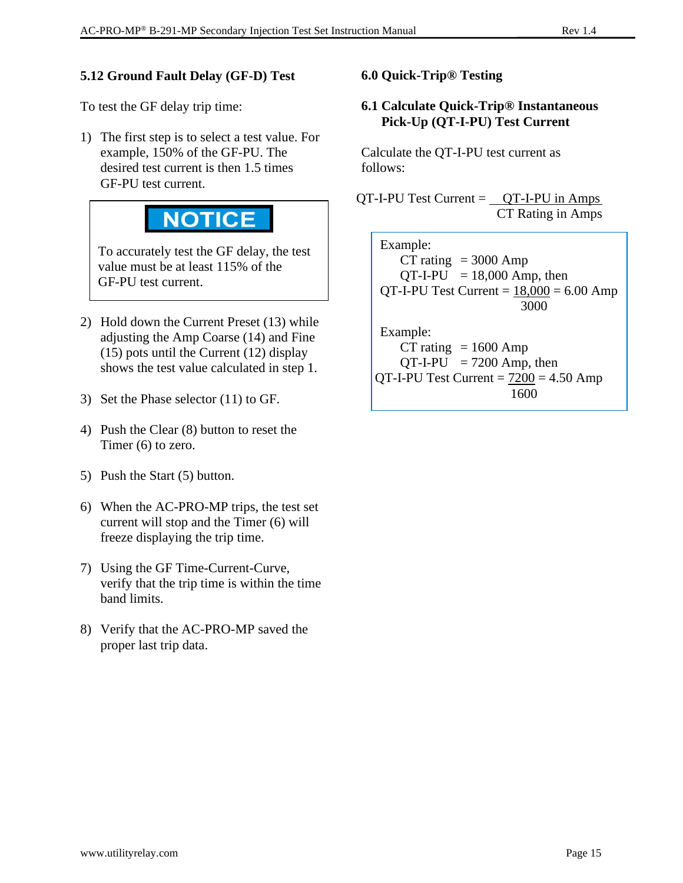### 5.12 Ground Fault Delay (GF-D) Test

To test the GF delay trip time:

1) The first step is to select a test value. For example, 150% of the GF-PU. The desired test current is then 1.5 times GF-PU test current.

> **NOTICE**
>
> To accurately test the GF delay, the test value must be at least 115% of the GF-PU test current.

2) Hold down the Current Preset (13) while adjusting the Amp Coarse (14) and Fine (15) pots until the Current (12) display shows the test value calculated in step 1.

3) Set the Phase selector (11) to GF.

4) Push the Clear (8) button to reset the Timer (6) to zero.

5) Push the Start (5) button.

6) When the AC-PRO-MP trips, the test set current will stop and the Timer (6) will freeze displaying the trip time.

7) Using the GF Time-Current-Curve, verify that the trip time is within the time band limits.

8) Verify that the AC-PRO-MP saved the proper last trip data.

## 6.0 Quick-Trip® Testing

### 6.1 Calculate Quick-Trip® Instantaneous Pick-Up (QT-I-PU) Test Current

Calculate the QT-I-PU test current as follows:

$$\text{QT-I-PU Test Current} = \frac{\text{QT-I-PU in Amps}}{\text{CT Rating in Amps}}$$

Example:
CT rating = 3000 Amp
QT-I-PU = 18,000 Amp, then

$$\text{QT-I-PU Test Current} = \frac{18{,}000}{3000} = 6.00 \text{ Amp}$$

Example:
CT rating = 1600 Amp
QT-I-PU = 7200 Amp, then

$$\text{QT-I-PU Test Current} = \frac{7200}{1600} = 4.50 \text{ Amp}$$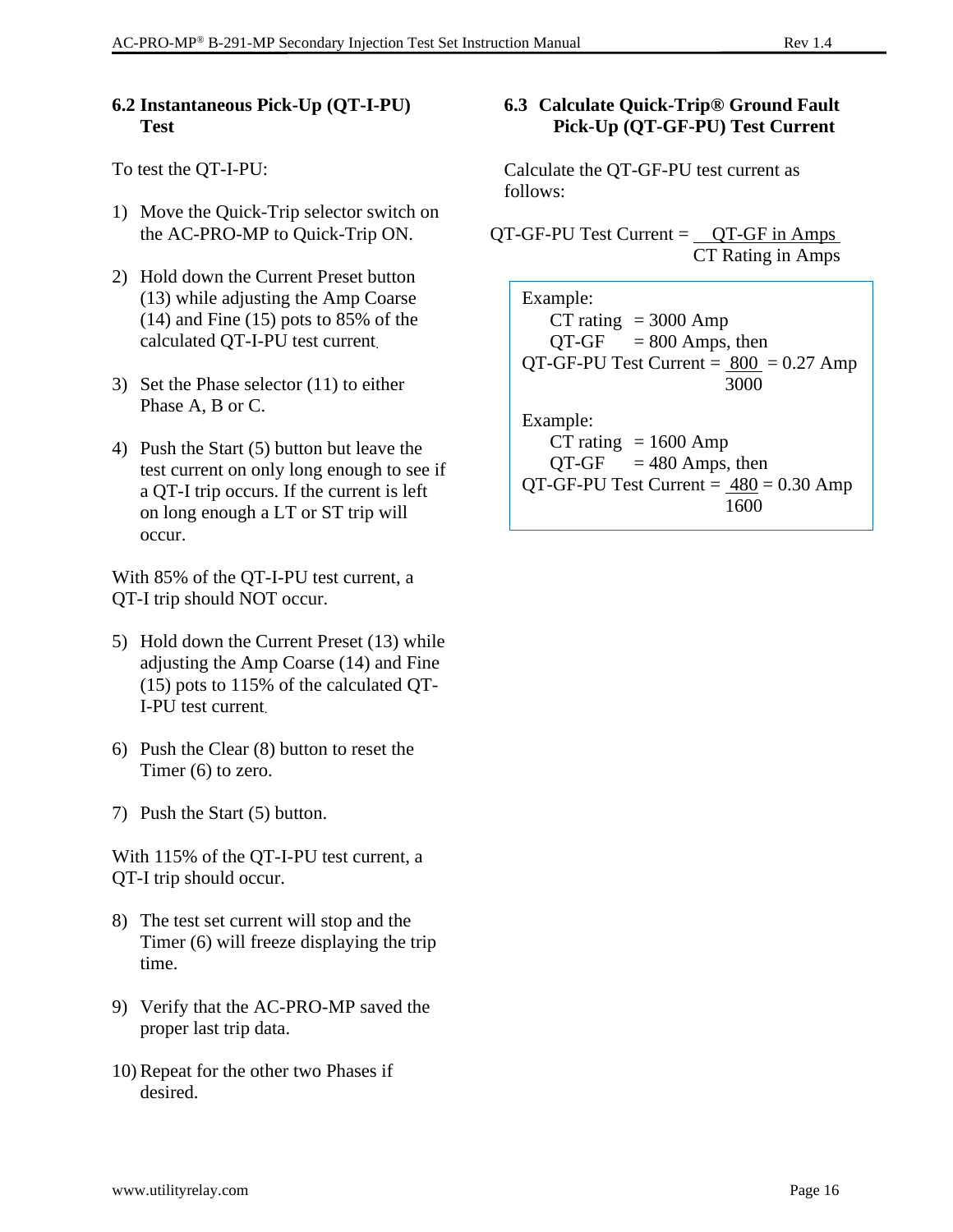## 6.2 Instantaneous Pick-Up (QT-I-PU) Test

To test the QT-I-PU:

1) Move the Quick-Trip selector switch on the AC-PRO-MP to Quick-Trip ON.

2) Hold down the Current Preset button (13) while adjusting the Amp Coarse (14) and Fine (15) pots to 85% of the calculated QT-I-PU test current.

3) Set the Phase selector (11) to either Phase A, B or C.

4) Push the Start (5) button but leave the test current on only long enough to see if a QT-I trip occurs. If the current is left on long enough a LT or ST trip will occur.

With 85% of the QT-I-PU test current, a QT-I trip should NOT occur.

5) Hold down the Current Preset (13) while adjusting the Amp Coarse (14) and Fine (15) pots to 115% of the calculated QT-I-PU test current.

6) Push the Clear (8) button to reset the Timer (6) to zero.

7) Push the Start (5) button.

With 115% of the QT-I-PU test current, a QT-I trip should occur.

8) The test set current will stop and the Timer (6) will freeze displaying the trip time.

9) Verify that the AC-PRO-MP saved the proper last trip data.

10) Repeat for the other two Phases if desired.

## 6.3 Calculate Quick-Trip® Ground Fault Pick-Up (QT-GF-PU) Test Current

Calculate the QT-GF-PU test current as follows:

$$\text{QT-GF-PU Test Current} = \frac{\text{QT-GF in Amps}}{\text{CT Rating in Amps}}$$

Example:
CT rating = 3000 Amp
QT-GF = 800 Amps, then

$$\text{QT-GF-PU Test Current} = \frac{800}{3000} = 0.27 \text{ Amp}$$

Example:
CT rating = 1600 Amp
QT-GF = 480 Amps, then

$$\text{QT-GF-PU Test Current} = \frac{480}{1600} = 0.30 \text{ Amp}$$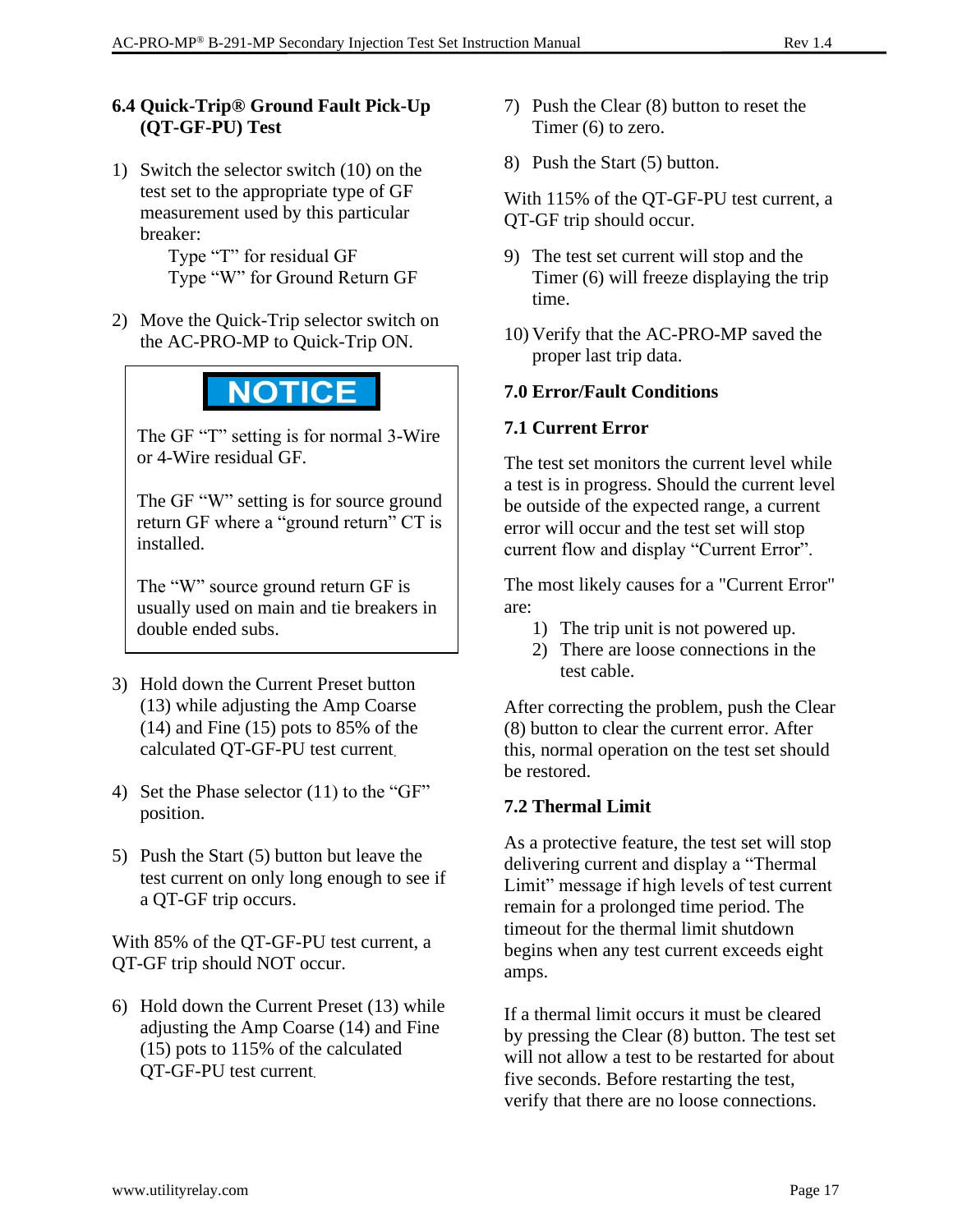## 6.4 Quick-Trip® Ground Fault Pick-Up (QT-GF-PU) Test

1) Switch the selector switch (10) on the test set to the appropriate type of GF measurement used by this particular breaker:
    Type "T" for residual GF
    Type "W" for Ground Return GF

2) Move the Quick-Trip selector switch on the AC-PRO-MP to Quick-Trip ON.

> **NOTICE**
>
> The GF "T" setting is for normal 3-Wire or 4-Wire residual GF.
>
> The GF "W" setting is for source ground return GF where a "ground return" CT is installed.
>
> The "W" source ground return GF is usually used on main and tie breakers in double ended subs.

3) Hold down the Current Preset button (13) while adjusting the Amp Coarse (14) and Fine (15) pots to 85% of the calculated QT-GF-PU test current.

4) Set the Phase selector (11) to the "GF" position.

5) Push the Start (5) button but leave the test current on only long enough to see if a QT-GF trip occurs.

With 85% of the QT-GF-PU test current, a QT-GF trip should NOT occur.

6) Hold down the Current Preset (13) while adjusting the Amp Coarse (14) and Fine (15) pots to 115% of the calculated QT-GF-PU test current.

7) Push the Clear (8) button to reset the Timer (6) to zero.

8) Push the Start (5) button.

With 115% of the QT-GF-PU test current, a QT-GF trip should occur.

9) The test set current will stop and the Timer (6) will freeze displaying the trip time.

10) Verify that the AC-PRO-MP saved the proper last trip data.

# 7.0 Error/Fault Conditions

## 7.1 Current Error

The test set monitors the current level while a test is in progress. Should the current level be outside of the expected range, a current error will occur and the test set will stop current flow and display "Current Error".

The most likely causes for a "Current Error" are:

1) The trip unit is not powered up.
2) There are loose connections in the test cable.

After correcting the problem, push the Clear (8) button to clear the current error. After this, normal operation on the test set should be restored.

## 7.2 Thermal Limit

As a protective feature, the test set will stop delivering current and display a "Thermal Limit" message if high levels of test current remain for a prolonged time period. The timeout for the thermal limit shutdown begins when any test current exceeds eight amps.

If a thermal limit occurs it must be cleared by pressing the Clear (8) button. The test set will not allow a test to be restarted for about five seconds. Before restarting the test, verify that there are no loose connections.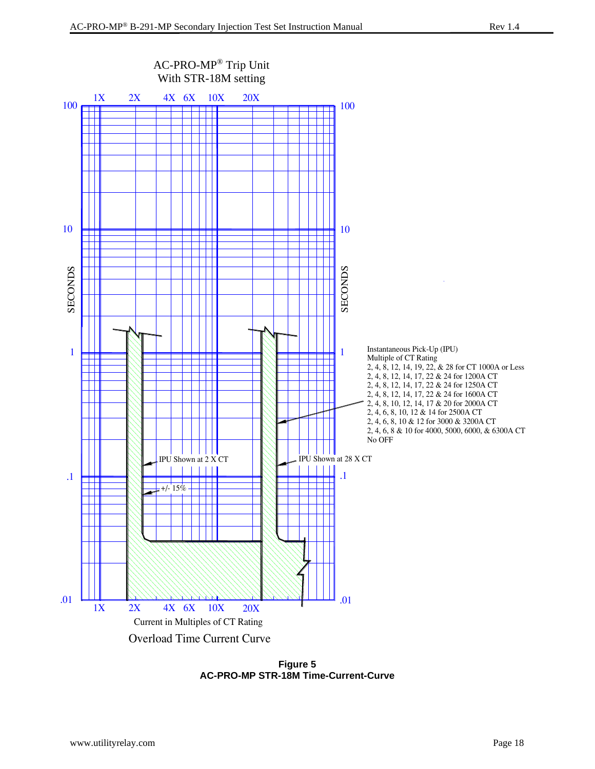AC-PRO-MP® Trip Unit
With STR-18M setting

1X 2X 4X 6X 10X 20X

100

10

1

.1

.01

SECONDS

Instantaneous Pick-Up (IPU)
Multiple of CT Rating
2, 4, 8, 12, 14, 19, 22, & 28 for CT 1000A or Less
2, 4, 8, 12, 14, 17, 22 & 24 for 1200A CT
2, 4, 8, 12, 14, 17, 22 & 24 for 1250A CT
2, 4, 8, 12, 14, 17, 22 & 24 for 1600A CT
2, 4, 8, 10, 12, 14, 17 & 20 for 2000A CT
2, 4, 6, 8, 10, 12 & 14 for 2500A CT
2, 4, 6, 8, 10 & 12 for 3000 & 3200A CT
2, 4, 6, 8 & 10 for 4000, 5000, 6000, & 6300A CT
No OFF

IPU Shown at 2 X CT

IPU Shown at 28 X CT

+/- 15%

Current in Multiples of CT Rating

Overload Time Current Curve

**Figure 5**
**AC-PRO-MP STR-18M Time-Current-Curve**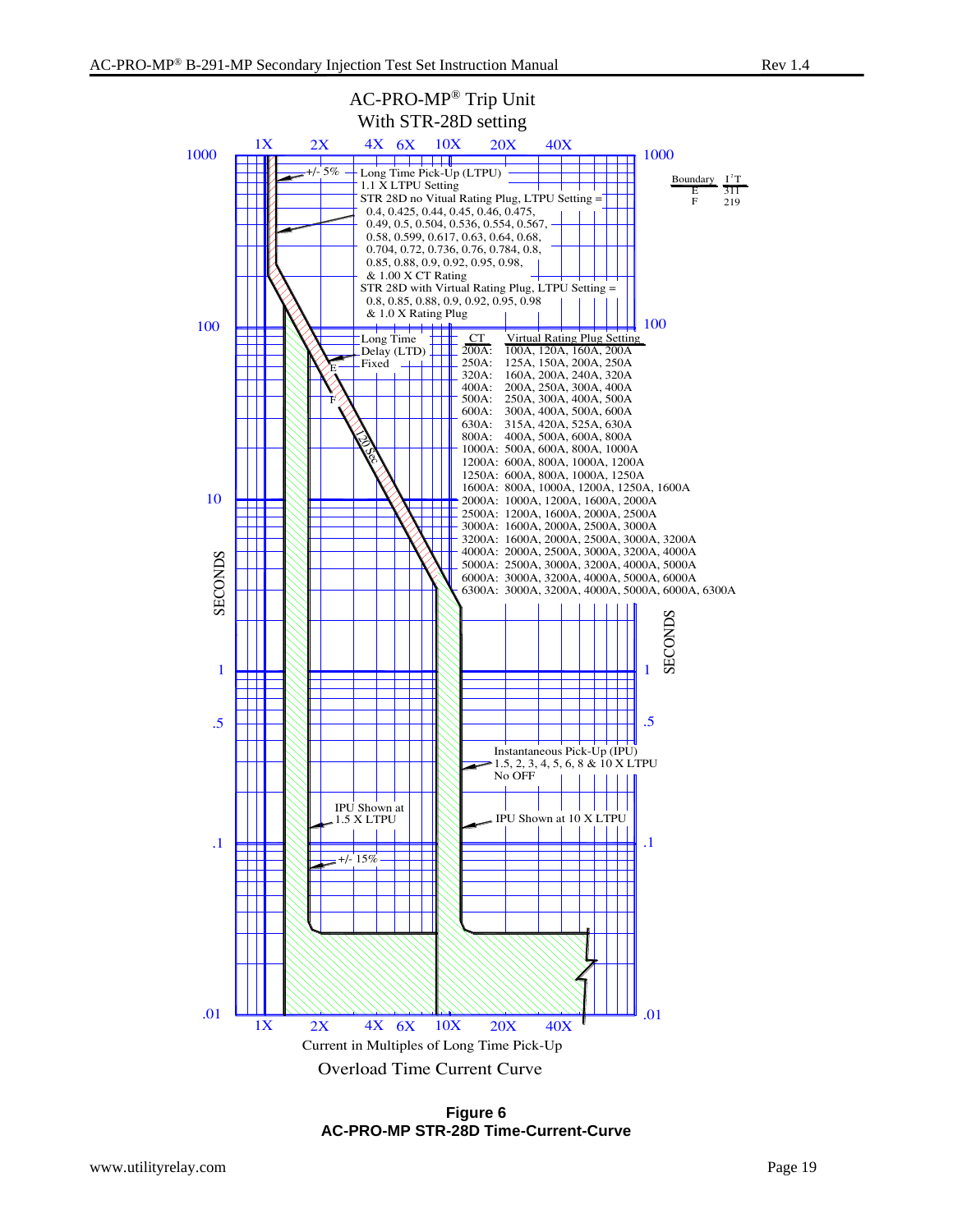AC-PRO-MP® Trip Unit
With STR-28D setting

1X 2X 4X 6X 10X 20X 40X

1000

+/- 5%

Long Time Pick-Up (LTPU)
1.1 X LTPU Setting

STR 28D no Vitual Rating Plug, LTPU Setting =
0.4, 0.425, 0.44, 0.45, 0.46, 0.475,
0.49, 0.5, 0.504, 0.536, 0.554, 0.567,
0.58, 0.599, 0.617, 0.63, 0.64, 0.68,
0.704, 0.72, 0.736, 0.76, 0.784, 0.8,
0.85, 0.88, 0.9, 0.92, 0.95, 0.98,
& 1.00 X CT Rating

STR 28D with Virtual Rating Plug, LTPU Setting =
0.8, 0.85, 0.88, 0.9, 0.92, 0.95, 0.98
& 1.0 X Rating Plug

| Boundary | $I^2T$ |
|---|---|
| E | 311 |
| F | 219 |

100

Long Time
Delay (LTD)
Fixed

E

F

120 Sec

| CT | Virtual Rating Plug Setting |
|---|---|
| 200A: | 100A, 120A, 160A, 200A |
| 250A: | 125A, 150A, 200A, 250A |
| 320A: | 160A, 200A, 240A, 320A |
| 400A: | 200A, 250A, 300A, 400A |
| 500A: | 250A, 300A, 400A, 500A |
| 600A: | 300A, 400A, 500A, 600A |
| 630A: | 315A, 420A, 525A, 630A |
| 800A: | 400A, 500A, 600A, 800A |
| 1000A: | 500A, 600A, 800A, 1000A |
| 1200A: | 600A, 800A, 1000A, 1200A |
| 1250A: | 600A, 800A, 1000A, 1250A |
| 1600A: | 800A, 1000A, 1200A, 1250A, 1600A |
| 2000A: | 1000A, 1200A, 1600A, 2000A |
| 2500A: | 1200A, 1600A, 2000A, 2500A |
| 3000A: | 1600A, 2000A, 2500A, 3000A |
| 3200A: | 1600A, 2000A, 2500A, 3000A, 3200A |
| 4000A: | 2000A, 2500A, 3000A, 3200A, 4000A |
| 5000A: | 2500A, 3000A, 3200A, 4000A, 5000A |
| 6000A: | 3000A, 3200A, 4000A, 5000A, 6000A |
| 6300A: | 3000A, 3200A, 4000A, 5000A, 6000A, 6300A |

10

SECONDS

1

.5

Instantaneous Pick-Up (IPU)
1.5, 2, 3, 4, 5, 6, 8 & 10 X LTPU
No OFF

IPU Shown at
1.5 X LTPU

IPU Shown at 10 X LTPU

.1

+/- 15%

.01

1X 2X 4X 6X 10X 20X 40X

Current in Multiples of Long Time Pick-Up

Overload Time Current Curve

**Figure 6**
**AC-PRO-MP STR-28D Time-Current-Curve**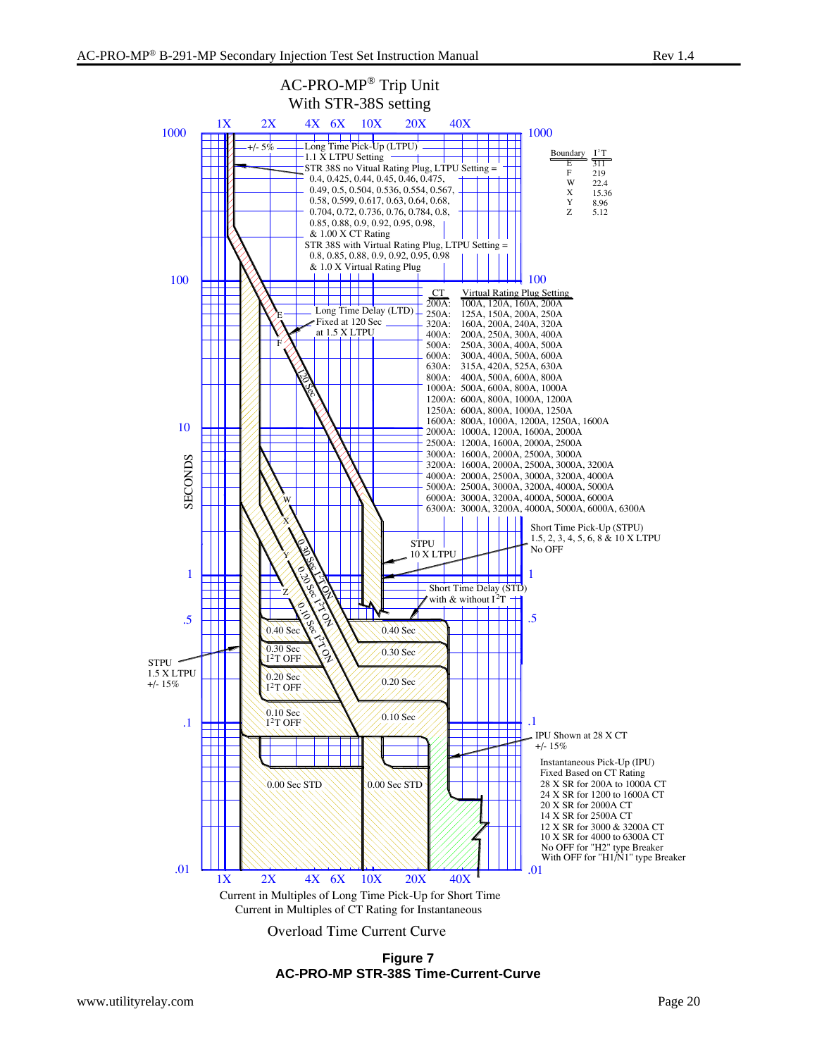AC-PRO-MP® Trip Unit
With STR-38S setting

1X 2X 4X 6X 10X 20X 40X

1000

+/- 5%

Long Time Pick-Up (LTPU)
1.1 X LTPU Setting

STR 38S no Vitual Rating Plug, LTPU Setting =
0.4, 0.425, 0.44, 0.45, 0.46, 0.475,
0.49, 0.5, 0.504, 0.536, 0.554, 0.567,
0.58, 0.599, 0.617, 0.63, 0.64, 0.68,
0.704, 0.72, 0.736, 0.76, 0.784, 0.8,
0.85, 0.88, 0.9, 0.92, 0.95, 0.98,
& 1.00 X CT Rating

STR 38S with Virtual Rating Plug, LTPU Setting =
0.8, 0.85, 0.88, 0.9, 0.92, 0.95, 0.98
& 1.0 X Virtual Rating Plug

| Boundary | $I^2T$ |
|---|---|
| E | 311 |
| F | 219 |
| W | 22.4 |
| X | 15.36 |
| Y | 8.96 |
| Z | 5.12 |

100

Long Time Delay (LTD)
Fixed at 120 Sec
at 1.5 X LTPU

E
F
120 Sec

| CT | Virtual Rating Plug Setting |
|---|---|
| 200A: | 100A, 120A, 160A, 200A |
| 250A: | 125A, 150A, 200A, 250A |
| 320A: | 160A, 200A, 240A, 320A |
| 400A: | 200A, 250A, 300A, 400A |
| 500A: | 250A, 300A, 400A, 500A |
| 600A: | 300A, 400A, 500A, 600A |
| 630A: | 315A, 420A, 525A, 630A |
| 800A: | 400A, 500A, 600A, 800A |
| 1000A: | 500A, 600A, 800A, 1000A |
| 1200A: | 600A, 800A, 1000A, 1200A |
| 1250A: | 600A, 800A, 1000A, 1250A |
| 1600A: | 800A, 1000A, 1200A, 1250A, 1600A |
| 2000A: | 1000A, 1200A, 1600A, 2000A |
| 2500A: | 1200A, 1600A, 2000A, 2500A |
| 3000A: | 1600A, 2000A, 2500A, 3000A |
| 3200A: | 1600A, 2000A, 2500A, 3000A, 3200A |
| 4000A: | 2000A, 2500A, 3000A, 3200A, 4000A |
| 5000A: | 2500A, 3000A, 3200A, 4000A, 5000A |
| 6000A: | 3000A, 3200A, 4000A, 5000A, 6000A |
| 6300A: | 3000A, 3200A, 4000A, 5000A, 6000A, 6300A |

10

SECONDS

W
X
Y
Z

0.30 Sec $I^2T$ ON
0.20 Sec $I^2T$ ON
0.10 Sec $I^2T$ ON

Short Time Pick-Up (STPU)
1.5, 2, 3, 4, 5, 6, 8 & 10 X LTPU
No OFF

STPU
10 X LTPU

1

Short Time Delay (STD)
with & without $I^2T$

.5

0.40 Sec
0.40 Sec
0.30 Sec
$I^2T$ OFF
0.30 Sec

STPU
1.5 X LTPU
+/- 15%

0.20 Sec
$I^2T$ OFF
0.20 Sec

0.10 Sec
$I^2T$ OFF
0.10 Sec

.1

IPU Shown at 28 X CT
+/- 15%

Instantaneous Pick-Up (IPU)
Fixed Based on CT Rating
28 X SR for 200A to 1000A CT
24 X SR for 1200 to 1600A CT
20 X SR for 2000A CT
14 X SR for 2500A CT
12 X SR for 3000 & 3200A CT
10 X SR for 4000 to 6300A CT
No OFF for "H2" type Breaker
With OFF for "H1/N1" type Breaker

0.00 Sec STD
0.00 Sec STD

.01

1X 2X 4X 6X 10X 20X 40X

Current in Multiples of Long Time Pick-Up for Short Time
Current in Multiples of CT Rating for Instantaneous

Overload Time Current Curve

**Figure 7**
**AC-PRO-MP STR-38S Time-Current-Curve**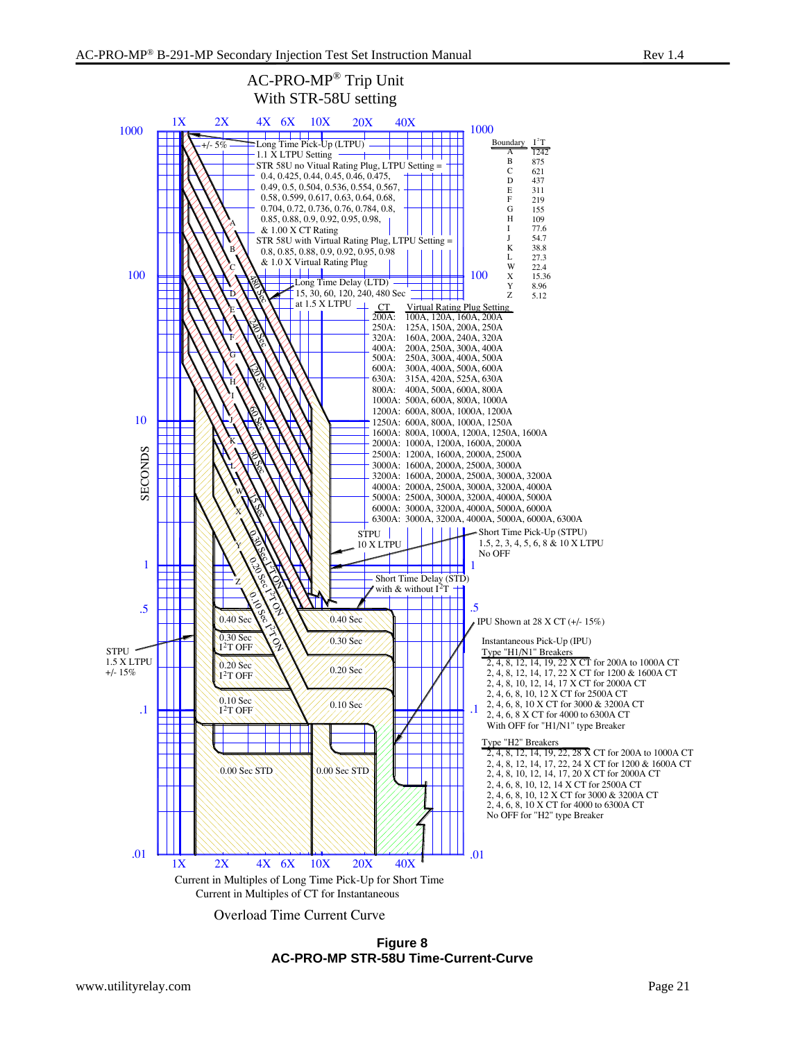AC-PRO-MP® Trip Unit
With STR-58U setting

1X 2X 4X 6X 10X 20X 40X

1000

100

10

1

.5

.1

.01

SECONDS

+/- 5%

Long Time Pick-Up (LTPU)
1.1 X LTPU Setting
STR 58U no Vitual Rating Plug, LTPU Setting =
0.4, 0.425, 0.44, 0.45, 0.46, 0.475,
0.49, 0.5, 0.504, 0.536, 0.554, 0.567,
0.58, 0.599, 0.617, 0.63, 0.64, 0.68,
0.704, 0.72, 0.736, 0.76, 0.784, 0.8,
0.85, 0.88, 0.9, 0.92, 0.95, 0.98,
& 1.00 X CT Rating
STR 58U with Virtual Rating Plug, LTPU Setting =
0.8, 0.85, 0.88, 0.9, 0.92, 0.95, 0.98
& 1.0 X Virtual Rating Plug

Long Time Delay (LTD)
15, 30, 60, 120, 240, 480 Sec
at 1.5 X LTPU

480 Sec
240 Sec
120 Sec
60 Sec
30 Sec
15 Sec
0.30 Sec I²T ON
0.20 Sec I²T ON
0.10 Sec I²T ON

| Boundary | $I^2T$ |
|---|---|
| A | 1242 |
| B | 875 |
| C | 621 |
| D | 437 |
| E | 311 |
| F | 219 |
| G | 155 |
| H | 109 |
| I | 77.6 |
| J | 54.7 |
| K | 38.8 |
| L | 27.3 |
| W | 22.4 |
| X | 15.36 |
| Y | 8.96 |
| Z | 5.12 |

| CT | Virtual Rating Plug Setting |
|---|---|
| 200A: | 100A, 120A, 160A, 200A |
| 250A: | 125A, 150A, 200A, 250A |
| 320A: | 160A, 200A, 240A, 320A |
| 400A: | 200A, 250A, 300A, 400A |
| 500A: | 250A, 300A, 400A, 500A |
| 600A: | 300A, 400A, 500A, 600A |
| 630A: | 315A, 420A, 525A, 630A |
| 800A: | 400A, 500A, 600A, 800A |
| 1000A: | 500A, 600A, 800A, 1000A |
| 1200A: | 600A, 800A, 1000A, 1200A |
| 1250A: | 600A, 800A, 1000A, 1250A |
| 1600A: | 800A, 1000A, 1200A, 1250A, 1600A |
| 2000A: | 1000A, 1200A, 1600A, 2000A |
| 2500A: | 1200A, 1600A, 2000A, 2500A |
| 3000A: | 1600A, 2000A, 2500A, 3000A |
| 3200A: | 1600A, 2000A, 2500A, 3000A, 3200A |
| 4000A: | 2000A, 2500A, 3000A, 3200A, 4000A |
| 5000A: | 2500A, 3000A, 3200A, 4000A, 5000A |
| 6000A: | 3000A, 3200A, 4000A, 5000A, 6000A |
| 6300A: | 3000A, 3200A, 4000A, 5000A, 6000A, 6300A |

STPU
10 X LTPU

Short Time Pick-Up (STPU)
1.5, 2, 3, 4, 5, 6, 8 & 10 X LTPU
No OFF

Short Time Delay (STD)
with & without I²T

STPU
1.5 X LTPU
+/- 15%

0.40 Sec
0.30 Sec I²T OFF
0.20 Sec I²T OFF
0.10 Sec I²T OFF
0.40 Sec
0.30 Sec
0.20 Sec
0.10 Sec
0.00 Sec STD
0.00 Sec STD

IPU Shown at 28 X CT (+/- 15%)

Instantaneous Pick-Up (IPU)

Type "H1/N1" Breakers
2, 4, 8, 12, 14, 19, 22 X CT for 200A to 1000A CT
2, 4, 8, 12, 14, 17, 22 X CT for 1200 & 1600A CT
2, 4, 8, 10, 12, 14, 17 X CT for 2000A CT
2, 4, 6, 8, 10, 12 X CT for 2500A CT
2, 4, 6, 8, 10 X CT for 3000 & 3200A CT
2, 4, 6, 8 X CT for 4000 to 6300A CT
With OFF for "H1/N1" type Breaker

Type "H2" Breakers
2, 4, 8, 12, 14, 19, 22, 28 X CT for 200A to 1000A CT
2, 4, 8, 12, 14, 17, 22, 24 X CT for 1200 & 1600A CT
2, 4, 8, 10, 12, 14, 17, 20 X CT for 2000A CT
2, 4, 6, 8, 10, 12, 14 X CT for 2500A CT
2, 4, 6, 8, 10, 12 X CT for 3000 & 3200A CT
2, 4, 6, 8, 10 X CT for 4000 to 6300A CT
No OFF for "H2" type Breaker

Current in Multiples of Long Time Pick-Up for Short Time
Current in Multiples of CT for Instantaneous

Overload Time Current Curve

**Figure 8**
**AC-PRO-MP STR-58U Time-Current-Curve**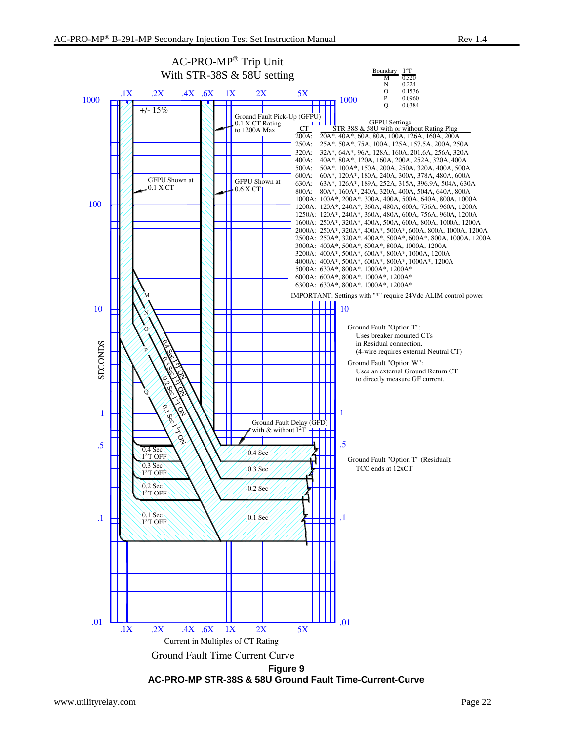AC-PRO-MP® Trip Unit
With STR-38S & 58U setting

Boundary I²T
M 0.320
N 0.224
O 0.1536
P 0.0960
Q 0.0384

.1X .2X .4X .6X 1X 2X 5X

1000

+/- 15%

Ground Fault Pick-Up (GFPU)
0.1 X CT Rating
to 1200A Max

GFPU Settings

| CT | STR 38S & 58U with or without Rating Plug |
|---|---|
| 200A: | 20A*, 40A*, 60A, 80A, 100A, 126A, 160A, 200A |
| 250A: | 25A*, 50A*, 75A, 100A, 125A, 157.5A, 200A, 250A |
| 320A: | 32A*, 64A*, 96A, 128A, 160A, 201.6A, 256A, 320A |
| 400A: | 40A*, 80A*, 120A, 160A, 200A, 252A, 320A, 400A |
| 500A: | 50A*, 100A*, 150A, 200A, 250A, 320A, 400A, 500A |
| 600A: | 60A*, 120A*, 180A, 240A, 300A, 378A, 480A, 600A |
| 630A: | 63A*, 126A*, 189A, 252A, 315A, 396.9A, 504A, 630A |
| 800A: | 80A*, 160A*, 240A, 320A, 400A, 504A, 640A, 800A |
| 1000A: | 100A*, 200A*, 300A, 400A, 500A, 640A, 800A, 1000A |
| 1200A: | 120A*, 240A*, 360A, 480A, 600A, 756A, 960A, 1200A |
| 1250A: | 120A*, 240A*, 360A, 480A, 600A, 756A, 960A, 1200A |
| 1600A: | 250A*, 320A*, 400A, 500A, 600A, 800A, 1000A, 1200A |
| 2000A: | 250A*, 320A*, 400A*, 500A*, 600A, 800A, 1000A, 1200A |
| 2500A: | 250A*, 320A*, 400A*, 500A*, 600A*, 800A, 1000A, 1200A |
| 3000A: | 400A*, 500A*, 600A*, 800A, 1000A, 1200A |
| 3200A: | 400A*, 500A*, 600A*, 800A*, 1000A, 1200A |
| 4000A: | 400A*, 500A*, 600A*, 800A*, 1000A*, 1200A |
| 5000A: | 630A*, 800A*, 1000A*, 1200A* |
| 6000A: | 600A*, 800A*, 1000A*, 1200A* |
| 6300A: | 630A*, 800A*, 1000A*, 1200A* |

IMPORTANT: Settings with "*" require 24Vdc ALIM control power

GFPU Shown at 0.1 X CT

GFPU Shown at 0.6 X CT

100

10

SECONDS

M
N
O
P
Q

0.4 Sec I²T ON
0.3 Sec I²T ON
0.2 Sec I²T ON
0.1 Sec I²T ON

Ground Fault "Option T":
Uses breaker mounted CTs
in Residual connection.
(4-wire requires external Neutral CT)

Ground Fault "Option W":
Uses an external Ground Return CT
to directly measure GF current.

1

Ground Fault Delay (GFD)
with & without I²T

.5

0.4 Sec I²T OFF — 0.4 Sec
0.3 Sec I²T OFF — 0.3 Sec
0.2 Sec I²T OFF — 0.2 Sec
0.1 Sec I²T OFF — 0.1 Sec

Ground Fault "Option T" (Residual):
TCC ends at 12xCT

.1

.01

.1X .2X .4X .6X 1X 2X 5X

Current in Multiples of CT Rating

Ground Fault Time Current Curve

**Figure 9**
**AC-PRO-MP STR-38S & 58U Ground Fault Time-Current-Curve**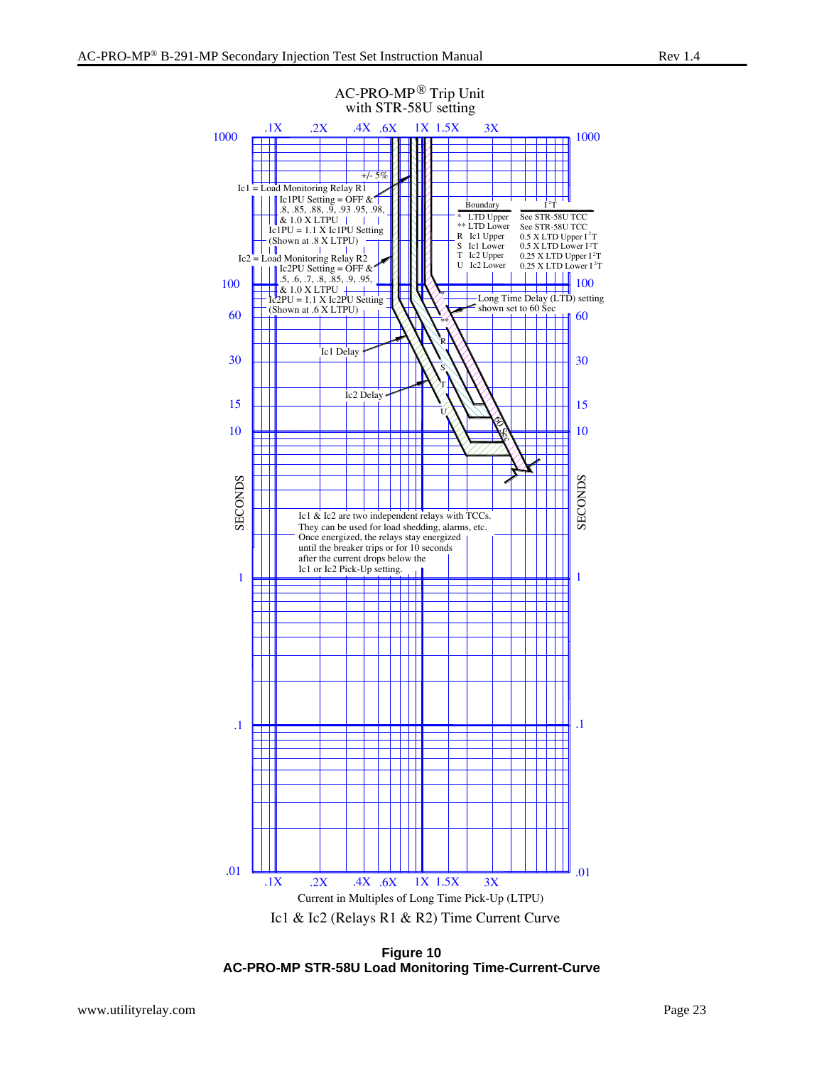AC-PRO-MP® Trip Unit
with STR-58U setting

.1X .2X .4X .6X 1X 1.5X 3X

1000
100
60
30
15
10
1
.1
.01

SECONDS

+/- 5%

Ic1 = Load Monitoring Relay R1
Ic1PU Setting = OFF &
.8, .85, .88, .9, .93 .95, .98,
& 1.0 X LTPU
Ic1PU = 1.1 X Ic1PU Setting
(Shown at .8 X LTPU)

Ic2 = Load Monitoring Relay R2
Ic2PU Setting = OFF &
.5, .6, .7, .8, .85, .9, .95,
& 1.0 X LTPU
Ic2PU = 1.1 X Ic2PU Setting
(Shown at .6 X LTPU)

| Boundary | | $I^2T$ |
|---|---|---|
| * | LTD Upper | See STR-58U TCC |
| ** | LTD Lower | See STR-58U TCC |
| R | Ic1 Upper | 0.5 X LTD Upper $I^2T$ |
| S | Ic1 Lower | 0.5 X LTD Lower $I^2T$ |
| T | Ic2 Upper | 0.25 X LTD Upper $I^2T$ |
| U | Ic2 Lower | 0.25 X LTD Lower $I^2T$ |

Long Time Delay (LTD) setting
shown set to 60 Sec

Ic1 Delay

Ic2 Delay

60 Sec

Ic1 & Ic2 are two independent relays with TCCs.
They can be used for load shedding, alarms, etc.
Once energized, the relays stay energized
until the breaker trips or for 10 seconds
after the current drops below the
Ic1 or Ic2 Pick-Up setting.

Current in Multiples of Long Time Pick-Up (LTPU)

Ic1 & Ic2 (Relays R1 & R2) Time Current Curve

**Figure 10**
**AC-PRO-MP STR-58U Load Monitoring Time-Current-Curve**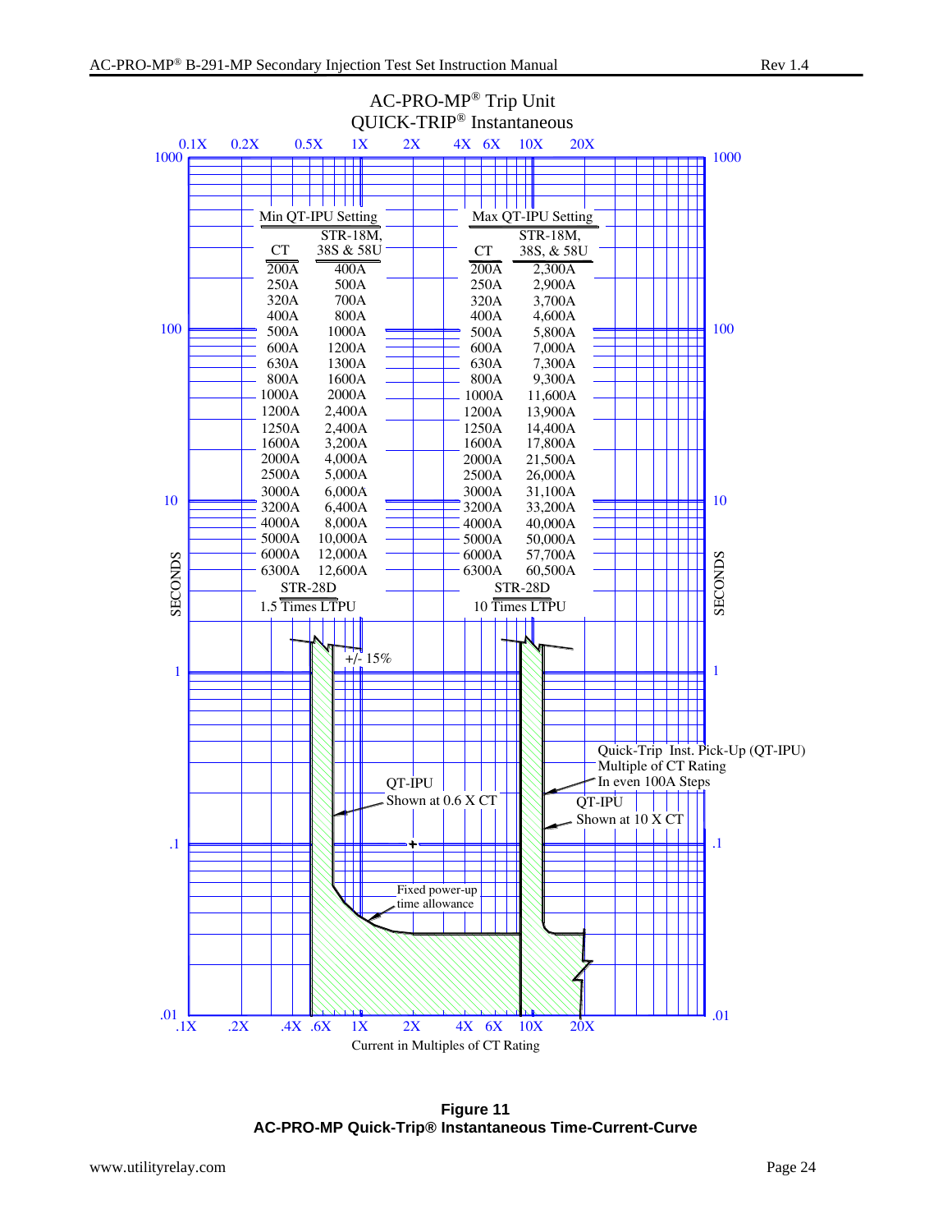AC-PRO-MP® Trip Unit
QUICK-TRIP® Instantaneous

| Min QT-IPU Setting | | Max QT-IPU Setting | |
|---|---|---|---|
| CT | STR-18M, 38S & 58U | CT | STR-18M, 38S, & 58U |
| 200A | 400A | 200A | 2,300A |
| 250A | 500A | 250A | 2,900A |
| 320A | 700A | 320A | 3,700A |
| 400A | 800A | 400A | 4,600A |
| 500A | 1000A | 500A | 5,800A |
| 600A | 1200A | 600A | 7,000A |
| 630A | 1300A | 630A | 7,300A |
| 800A | 1600A | 800A | 9,300A |
| 1000A | 2000A | 1000A | 11,600A |
| 1200A | 2,400A | 1200A | 13,900A |
| 1250A | 2,400A | 1250A | 14,400A |
| 1600A | 3,200A | 1600A | 17,800A |
| 2000A | 4,000A | 2000A | 21,500A |
| 2500A | 5,000A | 2500A | 26,000A |
| 3000A | 6,000A | 3000A | 31,100A |
| 3200A | 6,400A | 3200A | 33,200A |
| 4000A | 8,000A | 4000A | 40,000A |
| 5000A | 10,000A | 5000A | 50,000A |
| 6000A | 12,000A | 6000A | 57,700A |
| 6300A | 12,600A | 6300A | 60,500A |
| STR-28D | 1.5 Times LTPU | STR-28D | 10 Times LTPU |

+/- 15%

QT-IPU Shown at 0.6 X CT

QT-IPU Shown at 10 X CT

Quick-Trip Inst. Pick-Up (QT-IPU) Multiple of CT Rating In even 100A Steps

Fixed power-up time allowance

SECONDS

Current in Multiples of CT Rating

**Figure 11**
**AC-PRO-MP Quick-Trip® Instantaneous Time-Current-Curve**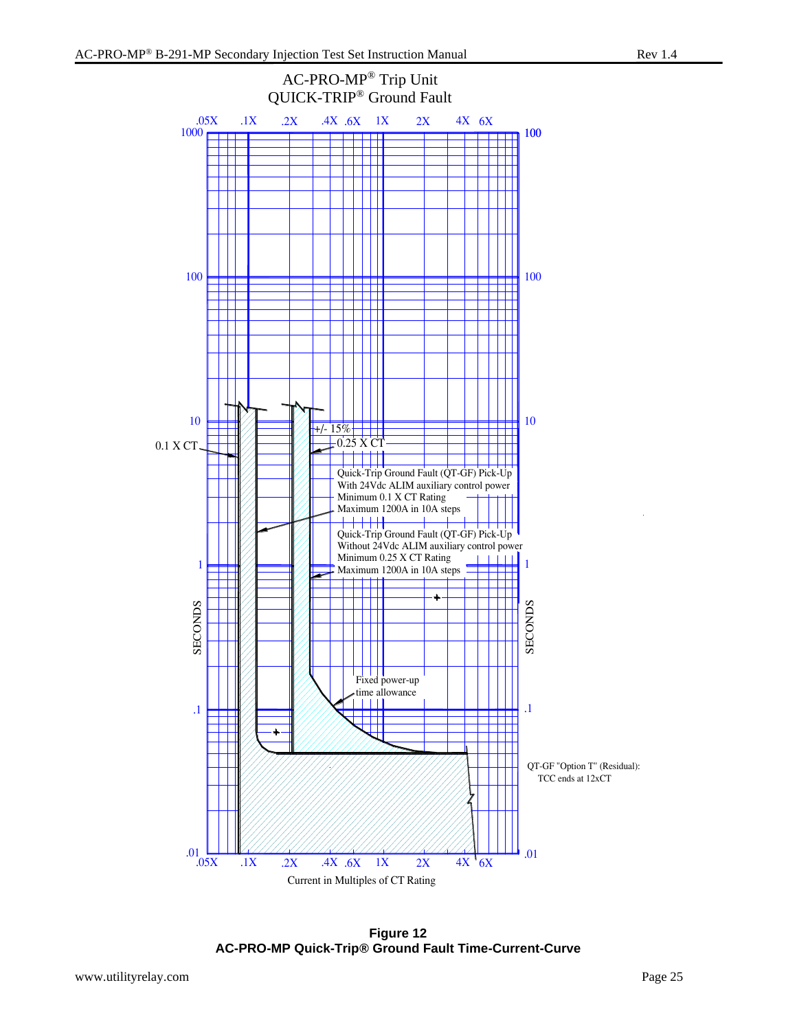AC-PRO-MP® Trip Unit
QUICK-TRIP® Ground Fault

.05X .1X .2X .4X .6X 1X 2X 4X 6X

1000 100 10 1 .1 .01

100 100 10 1 .1 .01

0.1 X CT

+/- 15%

0.25 X CT

Quick-Trip Ground Fault (QT-GF) Pick-Up
With 24Vdc ALIM auxiliary control power
Minimum 0.1 X CT Rating
Maximum 1200A in 10A steps

Quick-Trip Ground Fault (QT-GF) Pick-Up
Without 24Vdc ALIM auxiliary control power
Minimum 0.25 X CT Rating
Maximum 1200A in 10A steps

Fixed power-up
time allowance

QT-GF "Option T" (Residual):
TCC ends at 12xCT

SECONDS

SECONDS

Current in Multiples of CT Rating

**Figure 12**
**AC-PRO-MP Quick-Trip® Ground Fault Time-Current-Curve**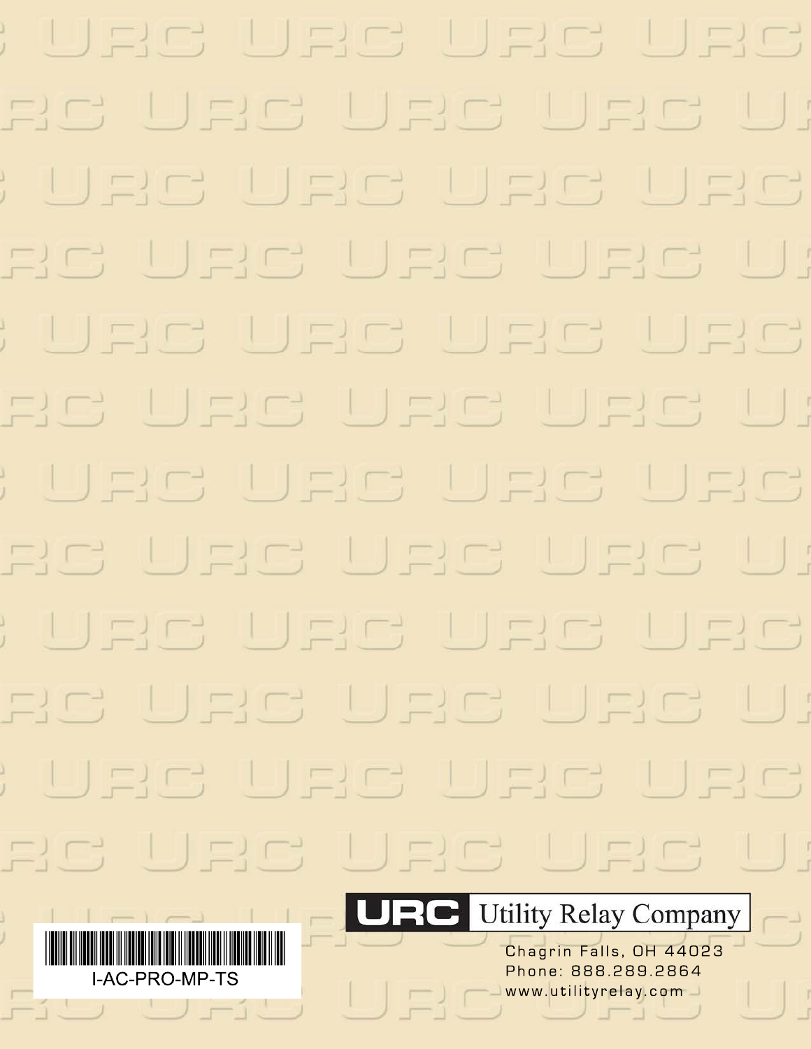URC Utility Relay Company

Chagrin Falls, OH 44023
Phone: 888.289.2864
www.utilityrelay.com

I-AC-PRO-MP-TS